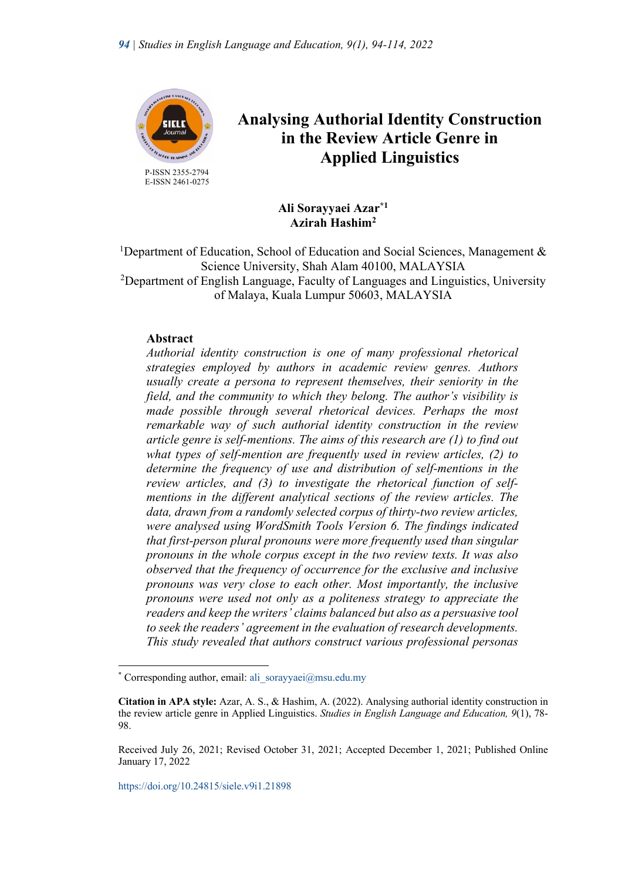P-ISSN 2355-2794
E-ISSN 2461-0275

# Analysing Authorial Identity Construction in the Review Article Genre in Applied Linguistics

**Ali Sorayyaei Azar**[*1]
**Azirah Hashim**[2]

[1]Department of Education, School of Education and Social Sciences, Management & Science University, Shah Alam 40100, MALAYSIA
[2]Department of English Language, Faculty of Languages and Linguistics, University of Malaya, Kuala Lumpur 50603, MALAYSIA

## Abstract

*Authorial identity construction is one of many professional rhetorical strategies employed by authors in academic review genres. Authors usually create a persona to represent themselves, their seniority in the field, and the community to which they belong. The author's visibility is made possible through several rhetorical devices. Perhaps the most remarkable way of such authorial identity construction in the review article genre is self-mentions. The aims of this research are (1) to find out what types of self-mention are frequently used in review articles, (2) to determine the frequency of use and distribution of self-mentions in the review articles, and (3) to investigate the rhetorical function of self-mentions in the different analytical sections of the review articles. The data, drawn from a randomly selected corpus of thirty-two review articles, were analysed using WordSmith Tools Version 6. The findings indicated that first-person plural pronouns were more frequently used than singular pronouns in the whole corpus except in the two review texts. It was also observed that the frequency of occurrence for the exclusive and inclusive pronouns was very close to each other. Most importantly, the inclusive pronouns were used not only as a politeness strategy to appreciate the readers and keep the writers' claims balanced but also as a persuasive tool to seek the readers' agreement in the evaluation of research developments. This study revealed that authors construct various professional personas*

---

[*] Corresponding author, email: ali_sorayyaei@msu.edu.my

**Citation in APA style:** Azar, A. S., & Hashim, A. (2022). Analysing authorial identity construction in the review article genre in Applied Linguistics. *Studies in English Language and Education, 9*(1), 78-98.

Received July 26, 2021; Revised October 31, 2021; Accepted December 1, 2021; Published Online January 17, 2022

https://doi.org/10.24815/siele.v9i1.21898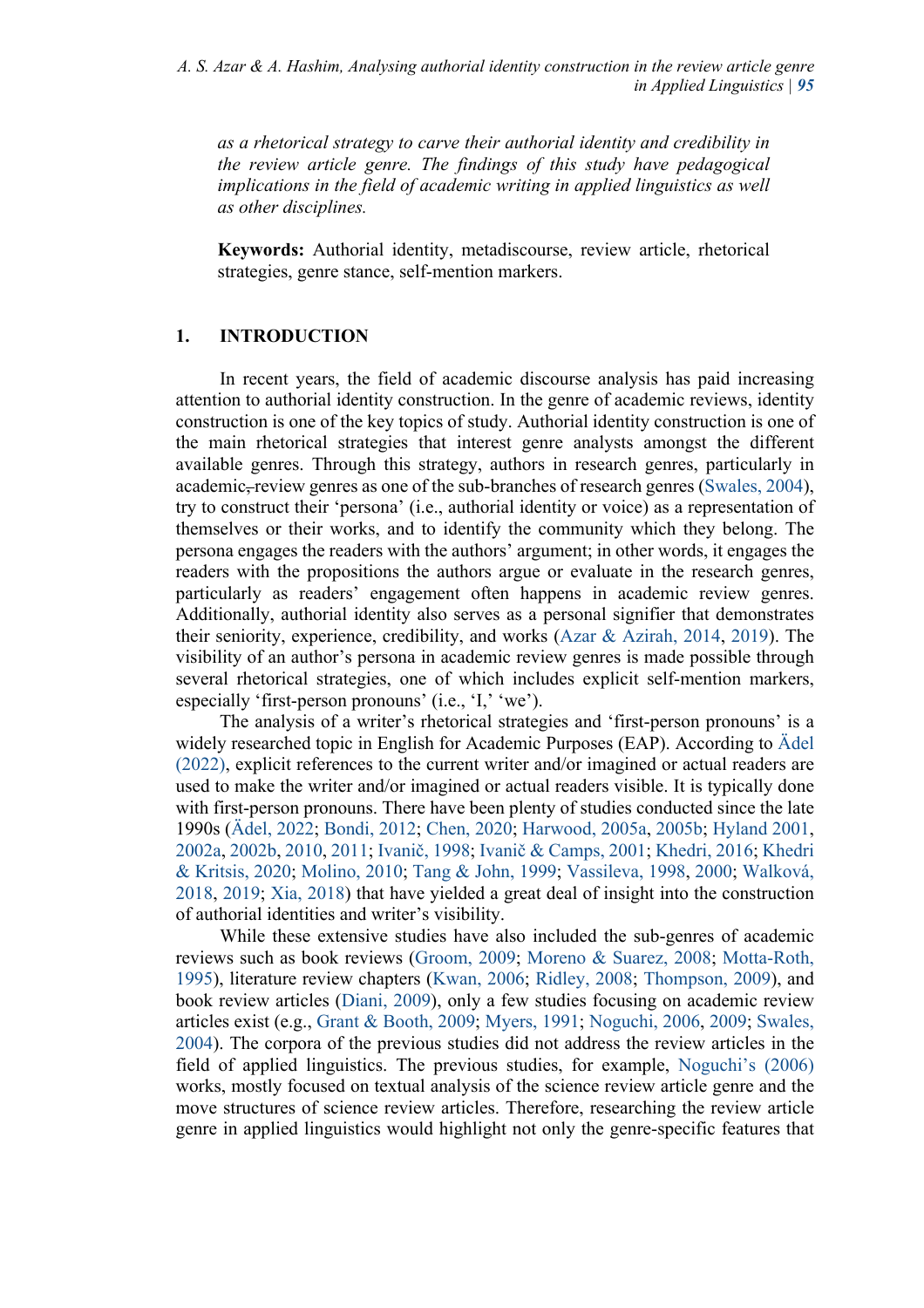*as a rhetorical strategy to carve their authorial identity and credibility in the review article genre. The findings of this study have pedagogical implications in the field of academic writing in applied linguistics as well as other disciplines.*

**Keywords:** Authorial identity, metadiscourse, review article, rhetorical strategies, genre stance, self-mention markers.

## 1. INTRODUCTION

In recent years, the field of academic discourse analysis has paid increasing attention to authorial identity construction. In the genre of academic reviews, identity construction is one of the key topics of study. Authorial identity construction is one of the main rhetorical strategies that interest genre analysts amongst the different available genres. Through this strategy, authors in research genres, particularly in academic, review genres as one of the sub-branches of research genres (Swales, 2004), try to construct their 'persona' (i.e., authorial identity or voice) as a representation of themselves or their works, and to identify the community which they belong. The persona engages the readers with the authors' argument; in other words, it engages the readers with the propositions the authors argue or evaluate in the research genres, particularly as readers' engagement often happens in academic review genres. Additionally, authorial identity also serves as a personal signifier that demonstrates their seniority, experience, credibility, and works (Azar & Azirah, 2014, 2019). The visibility of an author's persona in academic review genres is made possible through several rhetorical strategies, one of which includes explicit self-mention markers, especially 'first-person pronouns' (i.e., 'I,' 'we').

The analysis of a writer's rhetorical strategies and 'first-person pronouns' is a widely researched topic in English for Academic Purposes (EAP). According to Ädel (2022), explicit references to the current writer and/or imagined or actual readers are used to make the writer and/or imagined or actual readers visible. It is typically done with first-person pronouns. There have been plenty of studies conducted since the late 1990s (Ädel, 2022; Bondi, 2012; Chen, 2020; Harwood, 2005a, 2005b; Hyland 2001, 2002a, 2002b, 2010, 2011; Ivanič, 1998; Ivanič & Camps, 2001; Khedri, 2016; Khedri & Kritsis, 2020; Molino, 2010; Tang & John, 1999; Vassileva, 1998, 2000; Walková, 2018, 2019; Xia, 2018) that have yielded a great deal of insight into the construction of authorial identities and writer's visibility.

While these extensive studies have also included the sub-genres of academic reviews such as book reviews (Groom, 2009; Moreno & Suarez, 2008; Motta-Roth, 1995), literature review chapters (Kwan, 2006; Ridley, 2008; Thompson, 2009), and book review articles (Diani, 2009), only a few studies focusing on academic review articles exist (e.g., Grant & Booth, 2009; Myers, 1991; Noguchi, 2006, 2009; Swales, 2004). The corpora of the previous studies did not address the review articles in the field of applied linguistics. The previous studies, for example, Noguchi's (2006) works, mostly focused on textual analysis of the science review article genre and the move structures of science review articles. Therefore, researching the review article genre in applied linguistics would highlight not only the genre-specific features that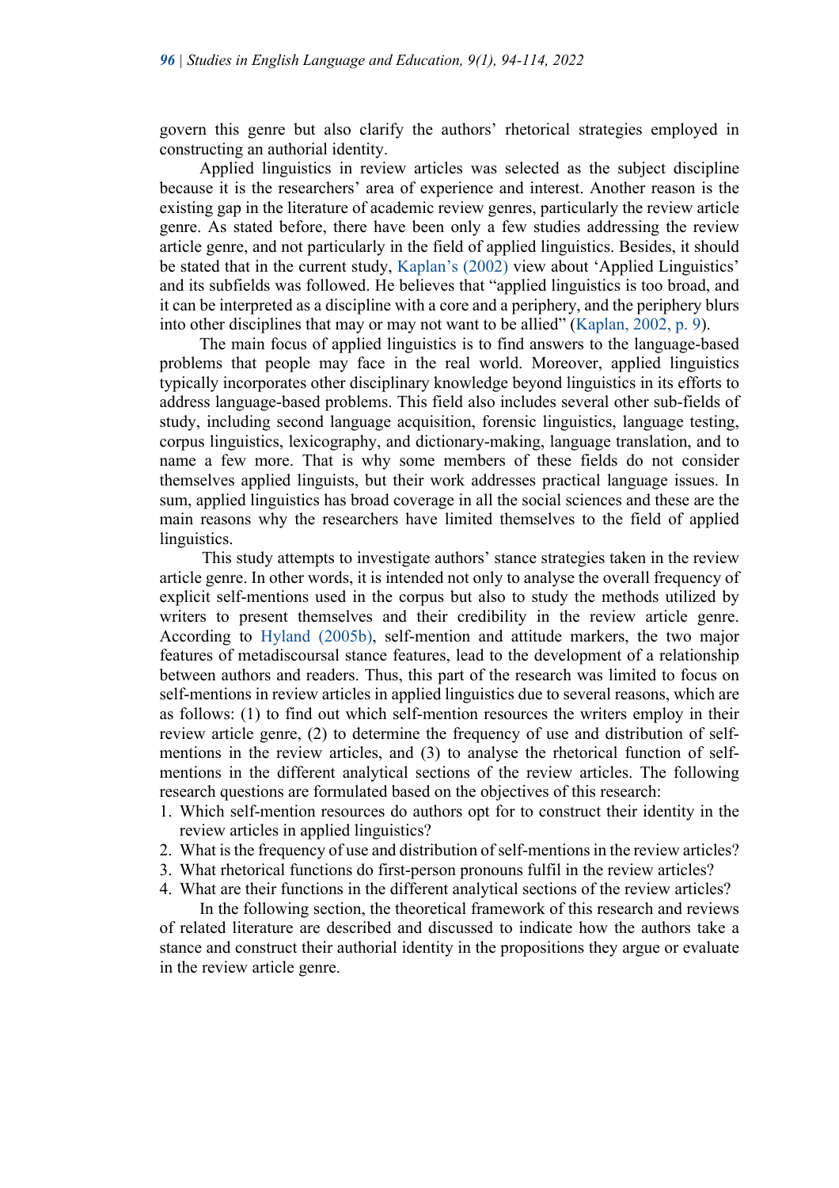govern this genre but also clarify the authors' rhetorical strategies employed in constructing an authorial identity.

Applied linguistics in review articles was selected as the subject discipline because it is the researchers' area of experience and interest. Another reason is the existing gap in the literature of academic review genres, particularly the review article genre. As stated before, there have been only a few studies addressing the review article genre, and not particularly in the field of applied linguistics. Besides, it should be stated that in the current study, Kaplan's (2002) view about 'Applied Linguistics' and its subfields was followed. He believes that "applied linguistics is too broad, and it can be interpreted as a discipline with a core and a periphery, and the periphery blurs into other disciplines that may or may not want to be allied" (Kaplan, 2002, p. 9).

The main focus of applied linguistics is to find answers to the language-based problems that people may face in the real world. Moreover, applied linguistics typically incorporates other disciplinary knowledge beyond linguistics in its efforts to address language-based problems. This field also includes several other sub-fields of study, including second language acquisition, forensic linguistics, language testing, corpus linguistics, lexicography, and dictionary-making, language translation, and to name a few more. That is why some members of these fields do not consider themselves applied linguists, but their work addresses practical language issues. In sum, applied linguistics has broad coverage in all the social sciences and these are the main reasons why the researchers have limited themselves to the field of applied linguistics.

This study attempts to investigate authors' stance strategies taken in the review article genre. In other words, it is intended not only to analyse the overall frequency of explicit self-mentions used in the corpus but also to study the methods utilized by writers to present themselves and their credibility in the review article genre. According to Hyland (2005b), self-mention and attitude markers, the two major features of metadiscoursal stance features, lead to the development of a relationship between authors and readers. Thus, this part of the research was limited to focus on self-mentions in review articles in applied linguistics due to several reasons, which are as follows: (1) to find out which self-mention resources the writers employ in their review article genre, (2) to determine the frequency of use and distribution of self-mentions in the review articles, and (3) to analyse the rhetorical function of self-mentions in the different analytical sections of the review articles. The following research questions are formulated based on the objectives of this research:

1. Which self-mention resources do authors opt for to construct their identity in the review articles in applied linguistics?
2. What is the frequency of use and distribution of self-mentions in the review articles?
3. What rhetorical functions do first-person pronouns fulfil in the review articles?
4. What are their functions in the different analytical sections of the review articles?

In the following section, the theoretical framework of this research and reviews of related literature are described and discussed to indicate how the authors take a stance and construct their authorial identity in the propositions they argue or evaluate in the review article genre.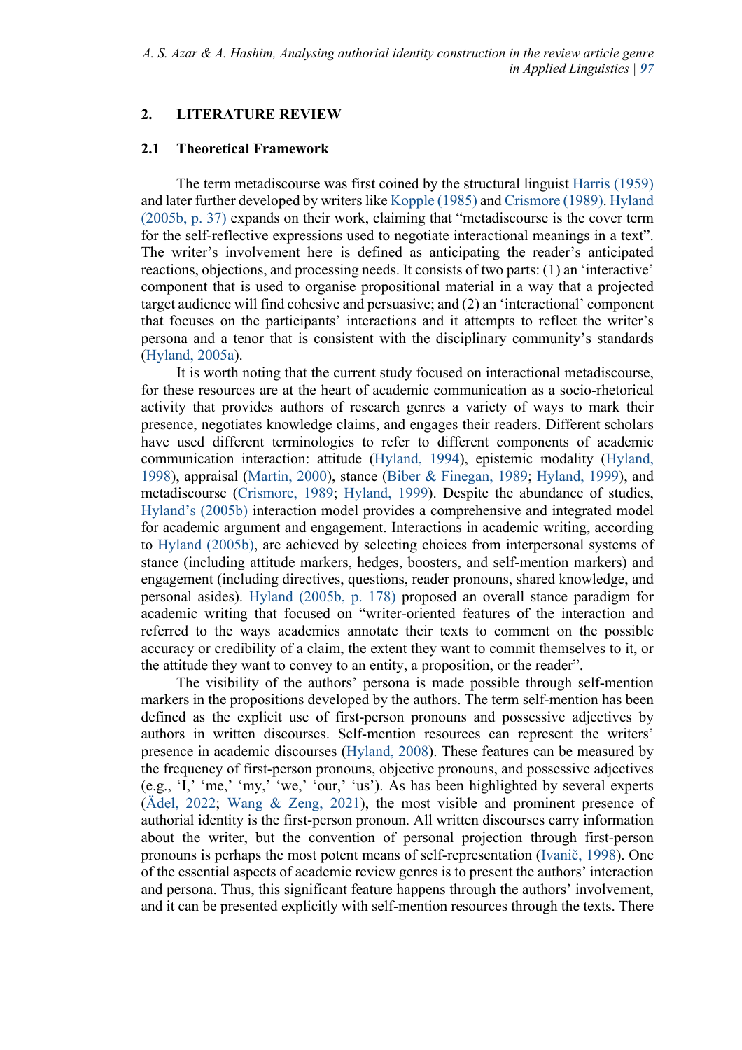## 2. LITERATURE REVIEW

### 2.1 Theoretical Framework

The term metadiscourse was first coined by the structural linguist Harris (1959) and later further developed by writers like Kopple (1985) and Crismore (1989). Hyland (2005b, p. 37) expands on their work, claiming that "metadiscourse is the cover term for the self-reflective expressions used to negotiate interactional meanings in a text". The writer's involvement here is defined as anticipating the reader's anticipated reactions, objections, and processing needs. It consists of two parts: (1) an 'interactive' component that is used to organise propositional material in a way that a projected target audience will find cohesive and persuasive; and (2) an 'interactional' component that focuses on the participants' interactions and it attempts to reflect the writer's persona and a tenor that is consistent with the disciplinary community's standards (Hyland, 2005a).

It is worth noting that the current study focused on interactional metadiscourse, for these resources are at the heart of academic communication as a socio-rhetorical activity that provides authors of research genres a variety of ways to mark their presence, negotiates knowledge claims, and engages their readers. Different scholars have used different terminologies to refer to different components of academic communication interaction: attitude (Hyland, 1994), epistemic modality (Hyland, 1998), appraisal (Martin, 2000), stance (Biber & Finegan, 1989; Hyland, 1999), and metadiscourse (Crismore, 1989; Hyland, 1999). Despite the abundance of studies, Hyland's (2005b) interaction model provides a comprehensive and integrated model for academic argument and engagement. Interactions in academic writing, according to Hyland (2005b), are achieved by selecting choices from interpersonal systems of stance (including attitude markers, hedges, boosters, and self-mention markers) and engagement (including directives, questions, reader pronouns, shared knowledge, and personal asides). Hyland (2005b, p. 178) proposed an overall stance paradigm for academic writing that focused on "writer-oriented features of the interaction and referred to the ways academics annotate their texts to comment on the possible accuracy or credibility of a claim, the extent they want to commit themselves to it, or the attitude they want to convey to an entity, a proposition, or the reader".

The visibility of the authors' persona is made possible through self-mention markers in the propositions developed by the authors. The term self-mention has been defined as the explicit use of first-person pronouns and possessive adjectives by authors in written discourses. Self-mention resources can represent the writers' presence in academic discourses (Hyland, 2008). These features can be measured by the frequency of first-person pronouns, objective pronouns, and possessive adjectives (e.g., 'I,' 'me,' 'my,' 'we,' 'our,' 'us'). As has been highlighted by several experts (Ädel, 2022; Wang & Zeng, 2021), the most visible and prominent presence of authorial identity is the first-person pronoun. All written discourses carry information about the writer, but the convention of personal projection through first-person pronouns is perhaps the most potent means of self-representation (Ivanič, 1998). One of the essential aspects of academic review genres is to present the authors' interaction and persona. Thus, this significant feature happens through the authors' involvement, and it can be presented explicitly with self-mention resources through the texts. There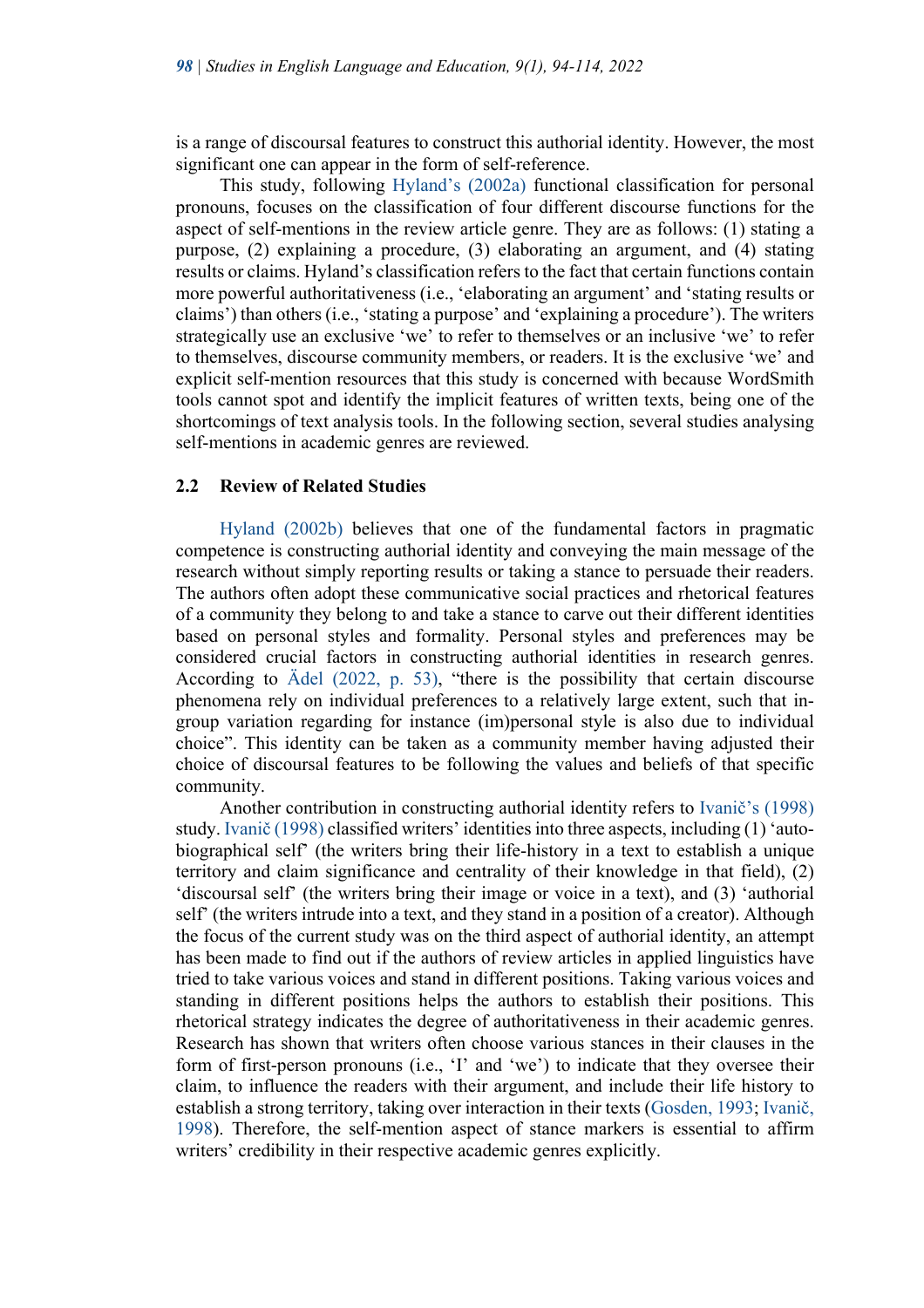is a range of discoursal features to construct this authorial identity. However, the most significant one can appear in the form of self-reference.

This study, following Hyland's (2002a) functional classification for personal pronouns, focuses on the classification of four different discourse functions for the aspect of self-mentions in the review article genre. They are as follows: (1) stating a purpose, (2) explaining a procedure, (3) elaborating an argument, and (4) stating results or claims. Hyland's classification refers to the fact that certain functions contain more powerful authoritativeness (i.e., 'elaborating an argument' and 'stating results or claims') than others (i.e., 'stating a purpose' and 'explaining a procedure'). The writers strategically use an exclusive 'we' to refer to themselves or an inclusive 'we' to refer to themselves, discourse community members, or readers. It is the exclusive 'we' and explicit self-mention resources that this study is concerned with because WordSmith tools cannot spot and identify the implicit features of written texts, being one of the shortcomings of text analysis tools. In the following section, several studies analysing self-mentions in academic genres are reviewed.

### 2.2 Review of Related Studies

Hyland (2002b) believes that one of the fundamental factors in pragmatic competence is constructing authorial identity and conveying the main message of the research without simply reporting results or taking a stance to persuade their readers. The authors often adopt these communicative social practices and rhetorical features of a community they belong to and take a stance to carve out their different identities based on personal styles and formality. Personal styles and preferences may be considered crucial factors in constructing authorial identities in research genres. According to Ädel (2022, p. 53), "there is the possibility that certain discourse phenomena rely on individual preferences to a relatively large extent, such that in-group variation regarding for instance (im)personal style is also due to individual choice". This identity can be taken as a community member having adjusted their choice of discoursal features to be following the values and beliefs of that specific community.

Another contribution in constructing authorial identity refers to Ivanič's (1998) study. Ivanič (1998) classified writers' identities into three aspects, including (1) 'auto-biographical self' (the writers bring their life-history in a text to establish a unique territory and claim significance and centrality of their knowledge in that field), (2) 'discoursal self' (the writers bring their image or voice in a text), and (3) 'authorial self' (the writers intrude into a text, and they stand in a position of a creator). Although the focus of the current study was on the third aspect of authorial identity, an attempt has been made to find out if the authors of review articles in applied linguistics have tried to take various voices and stand in different positions. Taking various voices and standing in different positions helps the authors to establish their positions. This rhetorical strategy indicates the degree of authoritativeness in their academic genres. Research has shown that writers often choose various stances in their clauses in the form of first-person pronouns (i.e., 'I' and 'we') to indicate that they oversee their claim, to influence the readers with their argument, and include their life history to establish a strong territory, taking over interaction in their texts (Gosden, 1993; Ivanič, 1998). Therefore, the self-mention aspect of stance markers is essential to affirm writers' credibility in their respective academic genres explicitly.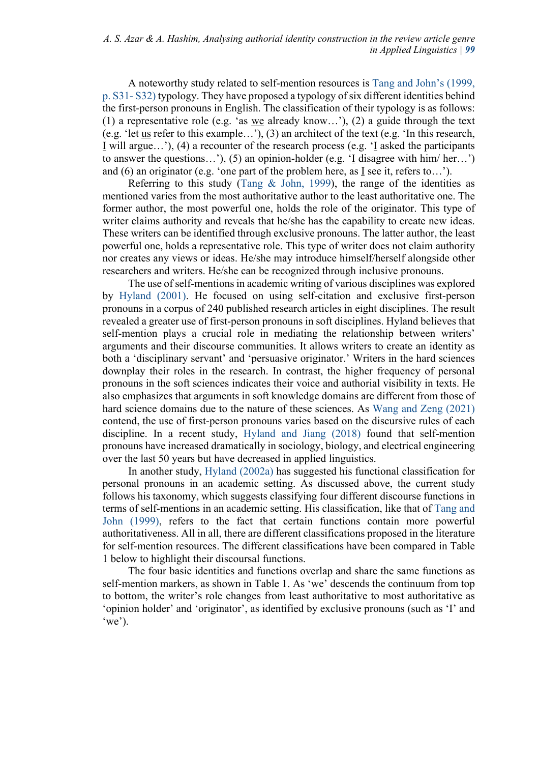A noteworthy study related to self-mention resources is Tang and John's (1999, p. S31- S32) typology. They have proposed a typology of six different identities behind the first-person pronouns in English. The classification of their typology is as follows: (1) a representative role (e.g. 'as we already know…'), (2) a guide through the text (e.g. 'let us refer to this example…'), (3) an architect of the text (e.g. 'In this research, I will argue…'), (4) a recounter of the research process (e.g. 'I asked the participants to answer the questions…'), (5) an opinion-holder (e.g. 'I disagree with him/ her…') and (6) an originator (e.g. 'one part of the problem here, as I see it, refers to…').

Referring to this study (Tang & John, 1999), the range of the identities as mentioned varies from the most authoritative author to the least authoritative one. The former author, the most powerful one, holds the role of the originator. This type of writer claims authority and reveals that he/she has the capability to create new ideas. These writers can be identified through exclusive pronouns. The latter author, the least powerful one, holds a representative role. This type of writer does not claim authority nor creates any views or ideas. He/she may introduce himself/herself alongside other researchers and writers. He/she can be recognized through inclusive pronouns.

The use of self-mentions in academic writing of various disciplines was explored by Hyland (2001). He focused on using self-citation and exclusive first-person pronouns in a corpus of 240 published research articles in eight disciplines. The result revealed a greater use of first-person pronouns in soft disciplines. Hyland believes that self-mention plays a crucial role in mediating the relationship between writers' arguments and their discourse communities. It allows writers to create an identity as both a 'disciplinary servant' and 'persuasive originator.' Writers in the hard sciences downplay their roles in the research. In contrast, the higher frequency of personal pronouns in the soft sciences indicates their voice and authorial visibility in texts. He also emphasizes that arguments in soft knowledge domains are different from those of hard science domains due to the nature of these sciences. As Wang and Zeng (2021) contend, the use of first-person pronouns varies based on the discursive rules of each discipline. In a recent study, Hyland and Jiang (2018) found that self-mention pronouns have increased dramatically in sociology, biology, and electrical engineering over the last 50 years but have decreased in applied linguistics.

In another study, Hyland (2002a) has suggested his functional classification for personal pronouns in an academic setting. As discussed above, the current study follows his taxonomy, which suggests classifying four different discourse functions in terms of self-mentions in an academic setting. His classification, like that of Tang and John (1999), refers to the fact that certain functions contain more powerful authoritativeness. All in all, there are different classifications proposed in the literature for self-mention resources. The different classifications have been compared in Table 1 below to highlight their discoursal functions.

The four basic identities and functions overlap and share the same functions as self-mention markers, as shown in Table 1. As 'we' descends the continuum from top to bottom, the writer's role changes from least authoritative to most authoritative as 'opinion holder' and 'originator', as identified by exclusive pronouns (such as 'I' and 'we').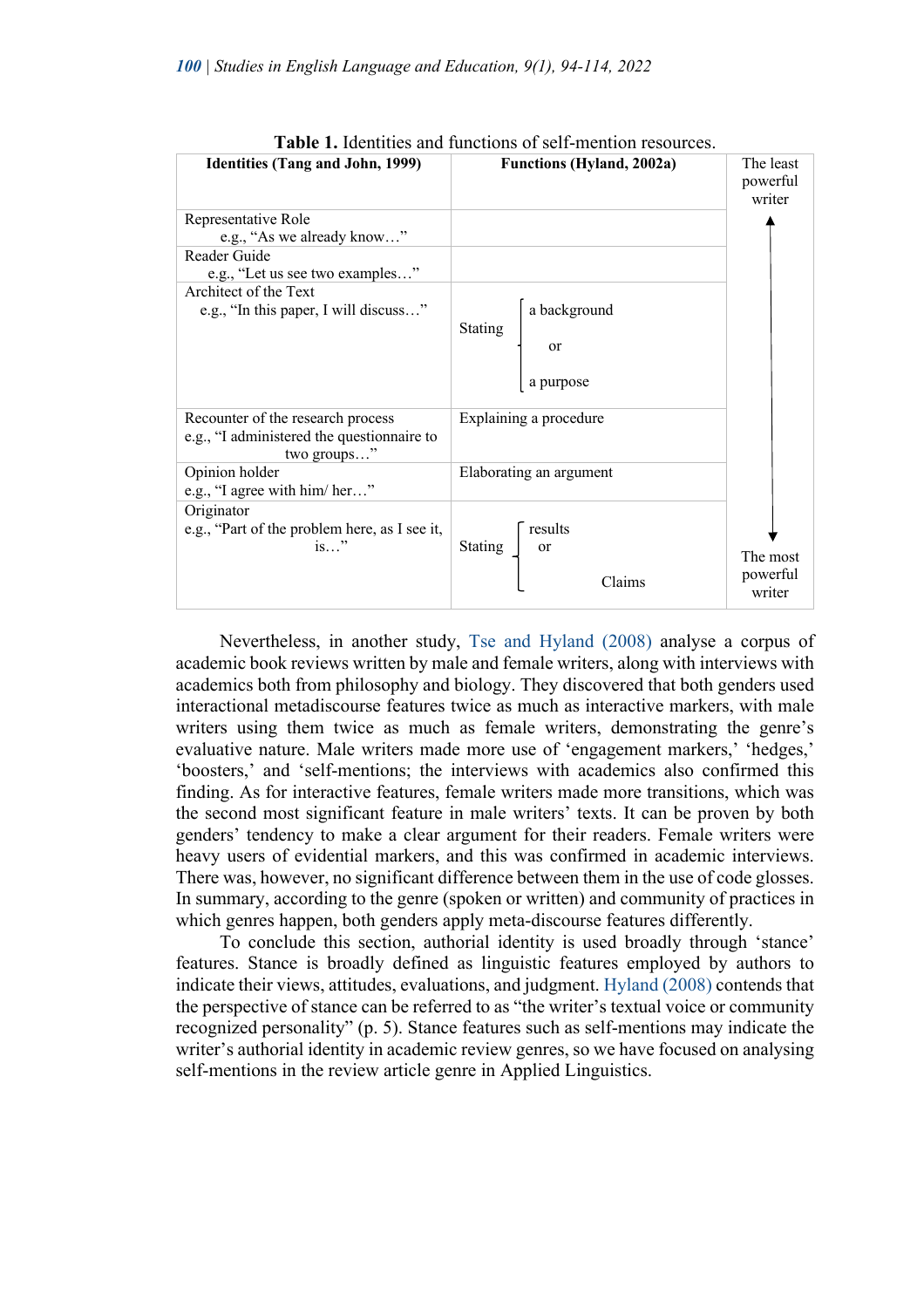**Table 1.** Identities and functions of self-mention resources.

| Identities (Tang and John, 1999) | Functions (Hyland, 2002a) | The least powerful writer |
|---|---|---|
| Representative Role<br>e.g., "As we already know…" | | ↑ |
| Reader Guide<br>e.g., "Let us see two examples…" | | |
| Architect of the Text<br>e.g., "In this paper, I will discuss…" | Stating { a background or a purpose | |
| Recounter of the research process<br>e.g., "I administered the questionnaire to two groups…" | Explaining a procedure | |
| Opinion holder<br>e.g., "I agree with him/ her…" | Elaborating an argument | |
| Originator<br>e.g., "Part of the problem here, as I see it, is…" | Stating { results or Claims | ↓<br>The most powerful writer |

Nevertheless, in another study, Tse and Hyland (2008) analyse a corpus of academic book reviews written by male and female writers, along with interviews with academics both from philosophy and biology. They discovered that both genders used interactional metadiscourse features twice as much as interactive markers, with male writers using them twice as much as female writers, demonstrating the genre's evaluative nature. Male writers made more use of 'engagement markers,' 'hedges,' 'boosters,' and 'self-mentions; the interviews with academics also confirmed this finding. As for interactive features, female writers made more transitions, which was the second most significant feature in male writers' texts. It can be proven by both genders' tendency to make a clear argument for their readers. Female writers were heavy users of evidential markers, and this was confirmed in academic interviews. There was, however, no significant difference between them in the use of code glosses. In summary, according to the genre (spoken or written) and community of practices in which genres happen, both genders apply meta-discourse features differently.

To conclude this section, authorial identity is used broadly through 'stance' features. Stance is broadly defined as linguistic features employed by authors to indicate their views, attitudes, evaluations, and judgment. Hyland (2008) contends that the perspective of stance can be referred to as "the writer's textual voice or community recognized personality" (p. 5). Stance features such as self-mentions may indicate the writer's authorial identity in academic review genres, so we have focused on analysing self-mentions in the review article genre in Applied Linguistics.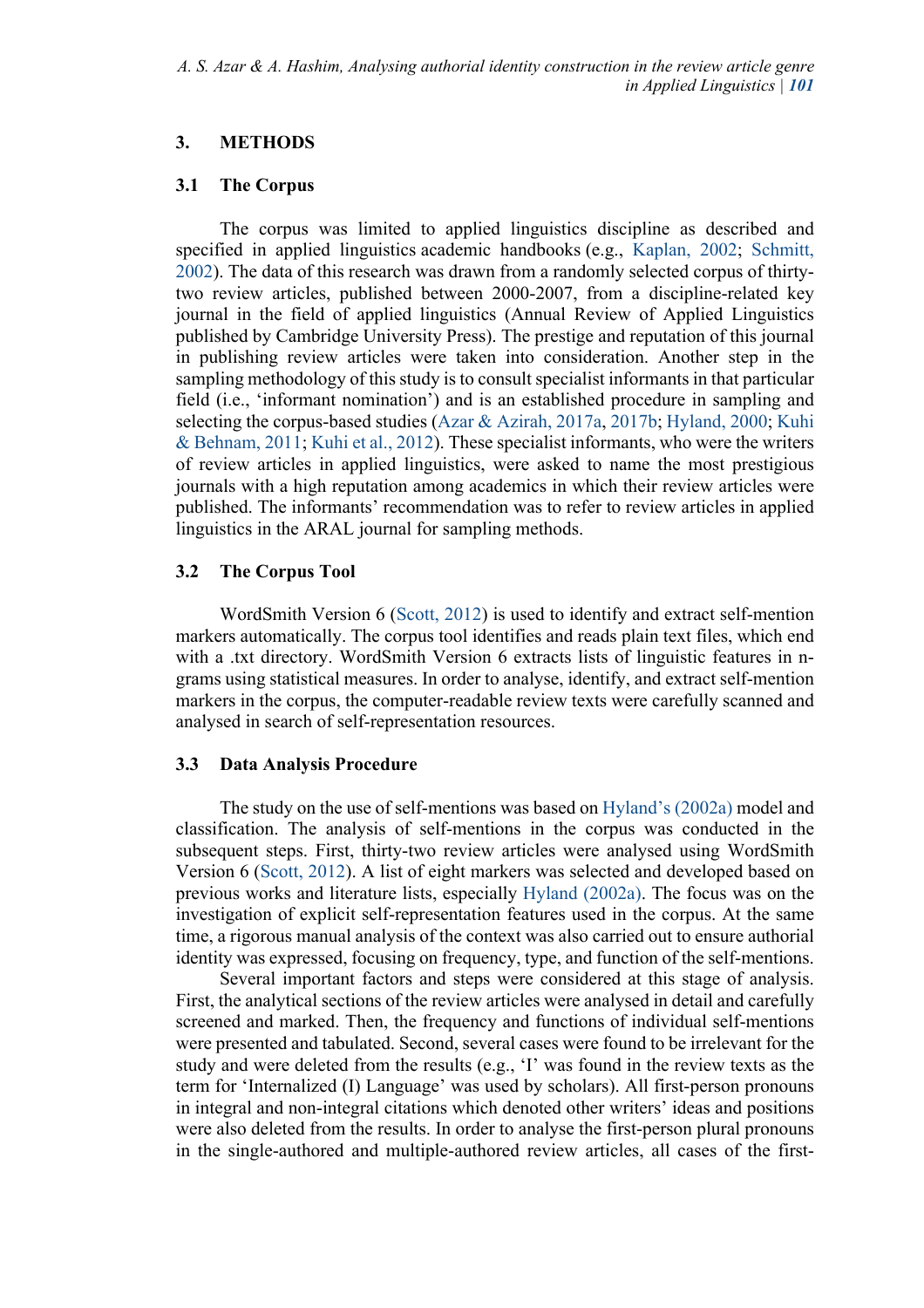## 3. METHODS

### 3.1 The Corpus

The corpus was limited to applied linguistics discipline as described and specified in applied linguistics academic handbooks (e.g., Kaplan, 2002; Schmitt, 2002). The data of this research was drawn from a randomly selected corpus of thirty-two review articles, published between 2000-2007, from a discipline-related key journal in the field of applied linguistics (Annual Review of Applied Linguistics published by Cambridge University Press). The prestige and reputation of this journal in publishing review articles were taken into consideration. Another step in the sampling methodology of this study is to consult specialist informants in that particular field (i.e., 'informant nomination') and is an established procedure in sampling and selecting the corpus-based studies (Azar & Azirah, 2017a, 2017b; Hyland, 2000; Kuhi & Behnam, 2011; Kuhi et al., 2012). These specialist informants, who were the writers of review articles in applied linguistics, were asked to name the most prestigious journals with a high reputation among academics in which their review articles were published. The informants' recommendation was to refer to review articles in applied linguistics in the ARAL journal for sampling methods.

### 3.2 The Corpus Tool

WordSmith Version 6 (Scott, 2012) is used to identify and extract self-mention markers automatically. The corpus tool identifies and reads plain text files, which end with a .txt directory. WordSmith Version 6 extracts lists of linguistic features in n-grams using statistical measures. In order to analyse, identify, and extract self-mention markers in the corpus, the computer-readable review texts were carefully scanned and analysed in search of self-representation resources.

### 3.3 Data Analysis Procedure

The study on the use of self-mentions was based on Hyland's (2002a) model and classification. The analysis of self-mentions in the corpus was conducted in the subsequent steps. First, thirty-two review articles were analysed using WordSmith Version 6 (Scott, 2012). A list of eight markers was selected and developed based on previous works and literature lists, especially Hyland (2002a). The focus was on the investigation of explicit self-representation features used in the corpus. At the same time, a rigorous manual analysis of the context was also carried out to ensure authorial identity was expressed, focusing on frequency, type, and function of the self-mentions.

Several important factors and steps were considered at this stage of analysis. First, the analytical sections of the review articles were analysed in detail and carefully screened and marked. Then, the frequency and functions of individual self-mentions were presented and tabulated. Second, several cases were found to be irrelevant for the study and were deleted from the results (e.g., 'I' was found in the review texts as the term for 'Internalized (I) Language' was used by scholars). All first-person pronouns in integral and non-integral citations which denoted other writers' ideas and positions were also deleted from the results. In order to analyse the first-person plural pronouns in the single-authored and multiple-authored review articles, all cases of the first-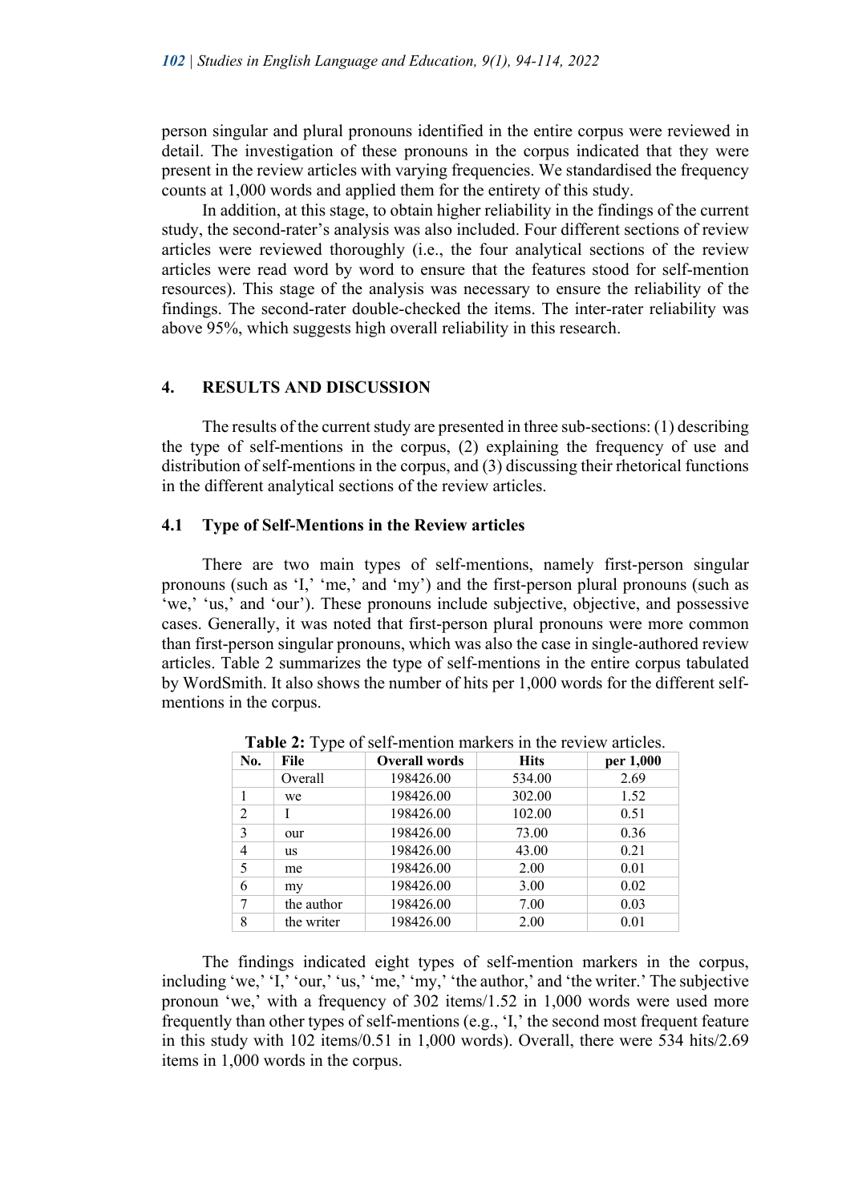person singular and plural pronouns identified in the entire corpus were reviewed in detail. The investigation of these pronouns in the corpus indicated that they were present in the review articles with varying frequencies. We standardised the frequency counts at 1,000 words and applied them for the entirety of this study.

In addition, at this stage, to obtain higher reliability in the findings of the current study, the second-rater's analysis was also included. Four different sections of review articles were reviewed thoroughly (i.e., the four analytical sections of the review articles were read word by word to ensure that the features stood for self-mention resources). This stage of the analysis was necessary to ensure the reliability of the findings. The second-rater double-checked the items. The inter-rater reliability was above 95%, which suggests high overall reliability in this research.

## 4. RESULTS AND DISCUSSION

The results of the current study are presented in three sub-sections: (1) describing the type of self-mentions in the corpus, (2) explaining the frequency of use and distribution of self-mentions in the corpus, and (3) discussing their rhetorical functions in the different analytical sections of the review articles.

### 4.1 Type of Self-Mentions in the Review articles

There are two main types of self-mentions, namely first-person singular pronouns (such as 'I,' 'me,' and 'my') and the first-person plural pronouns (such as 'we,' 'us,' and 'our'). These pronouns include subjective, objective, and possessive cases. Generally, it was noted that first-person plural pronouns were more common than first-person singular pronouns, which was also the case in single-authored review articles. Table 2 summarizes the type of self-mentions in the entire corpus tabulated by WordSmith. It also shows the number of hits per 1,000 words for the different self-mentions in the corpus.

**Table 2:** Type of self-mention markers in the review articles.

| No. | File | Overall words | Hits | per 1,000 |
|---|---|---|---|---|
| | Overall | 198426.00 | 534.00 | 2.69 |
| 1 | we | 198426.00 | 302.00 | 1.52 |
| 2 | I | 198426.00 | 102.00 | 0.51 |
| 3 | our | 198426.00 | 73.00 | 0.36 |
| 4 | us | 198426.00 | 43.00 | 0.21 |
| 5 | me | 198426.00 | 2.00 | 0.01 |
| 6 | my | 198426.00 | 3.00 | 0.02 |
| 7 | the author | 198426.00 | 7.00 | 0.03 |
| 8 | the writer | 198426.00 | 2.00 | 0.01 |

The findings indicated eight types of self-mention markers in the corpus, including 'we,' 'I,' 'our,' 'us,' 'me,' 'my,' 'the author,' and 'the writer.' The subjective pronoun 'we,' with a frequency of 302 items/1.52 in 1,000 words were used more frequently than other types of self-mentions (e.g., 'I,' the second most frequent feature in this study with 102 items/0.51 in 1,000 words). Overall, there were 534 hits/2.69 items in 1,000 words in the corpus.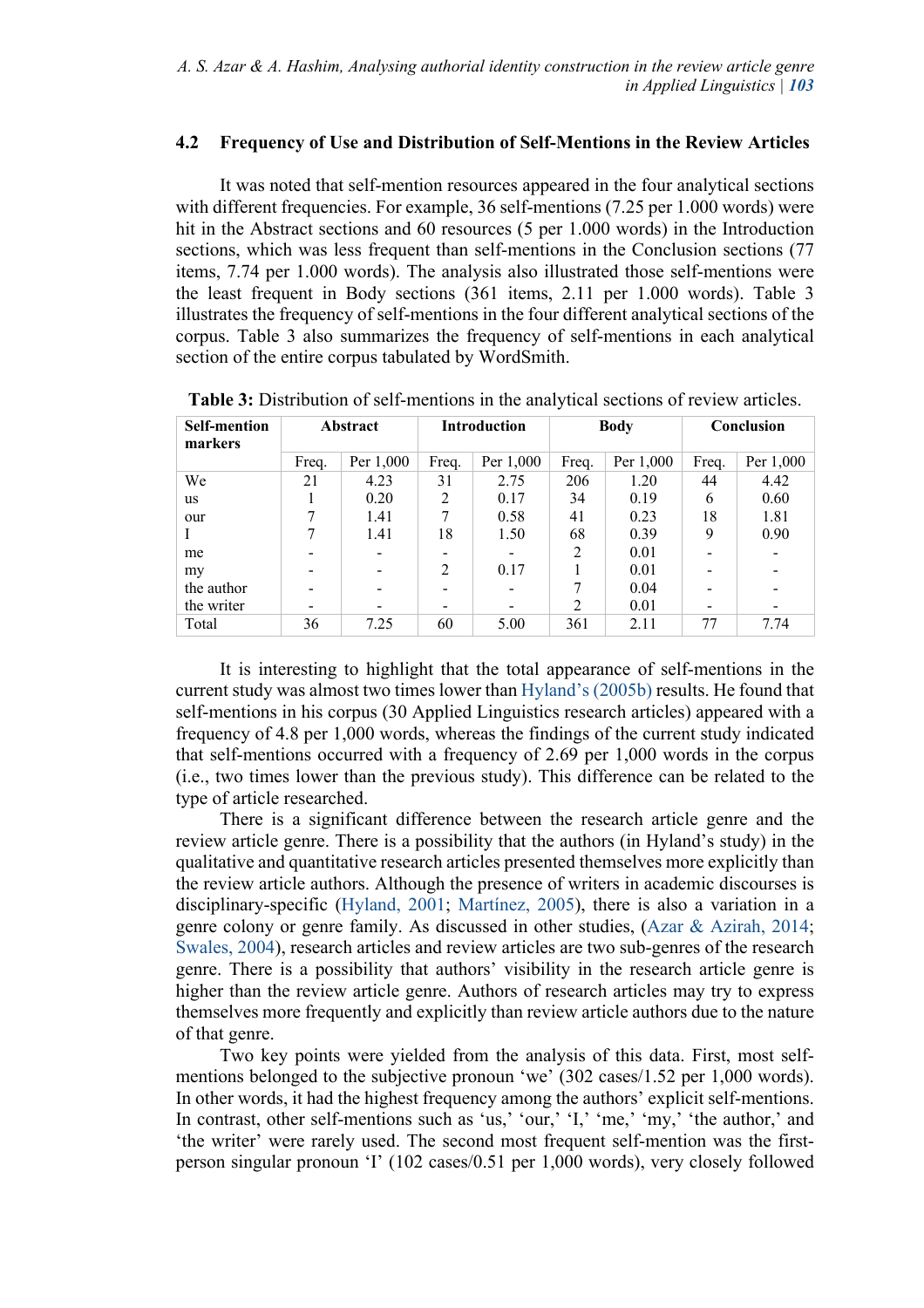### 4.2 Frequency of Use and Distribution of Self-Mentions in the Review Articles

It was noted that self-mention resources appeared in the four analytical sections with different frequencies. For example, 36 self-mentions (7.25 per 1.000 words) were hit in the Abstract sections and 60 resources (5 per 1.000 words) in the Introduction sections, which was less frequent than self-mentions in the Conclusion sections (77 items, 7.74 per 1.000 words). The analysis also illustrated those self-mentions were the least frequent in Body sections (361 items, 2.11 per 1.000 words). Table 3 illustrates the frequency of self-mentions in the four different analytical sections of the corpus. Table 3 also summarizes the frequency of self-mentions in each analytical section of the entire corpus tabulated by WordSmith.

**Table 3:** Distribution of self-mentions in the analytical sections of review articles.

| Self-mention markers | Abstract | | Introduction | | Body | | Conclusion | |
|---|---|---|---|---|---|---|---|---|
| | Freq. | Per 1,000 | Freq. | Per 1,000 | Freq. | Per 1,000 | Freq. | Per 1,000 |
| We | 21 | 4.23 | 31 | 2.75 | 206 | 1.20 | 44 | 4.42 |
| us | 1 | 0.20 | 2 | 0.17 | 34 | 0.19 | 6 | 0.60 |
| our | 7 | 1.41 | 7 | 0.58 | 41 | 0.23 | 18 | 1.81 |
| I | 7 | 1.41 | 18 | 1.50 | 68 | 0.39 | 9 | 0.90 |
| me | - | - | - | - | 2 | 0.01 | - | - |
| my | - | - | 2 | 0.17 | 1 | 0.01 | - | - |
| the author | - | - | - | - | 7 | 0.04 | - | - |
| the writer | - | - | - | - | 2 | 0.01 | - | - |
| Total | 36 | 7.25 | 60 | 5.00 | 361 | 2.11 | 77 | 7.74 |

It is interesting to highlight that the total appearance of self-mentions in the current study was almost two times lower than Hyland's (2005b) results. He found that self-mentions in his corpus (30 Applied Linguistics research articles) appeared with a frequency of 4.8 per 1,000 words, whereas the findings of the current study indicated that self-mentions occurred with a frequency of 2.69 per 1,000 words in the corpus (i.e., two times lower than the previous study). This difference can be related to the type of article researched.

There is a significant difference between the research article genre and the review article genre. There is a possibility that the authors (in Hyland's study) in the qualitative and quantitative research articles presented themselves more explicitly than the review article authors. Although the presence of writers in academic discourses is disciplinary-specific (Hyland, 2001; Martínez, 2005), there is also a variation in a genre colony or genre family. As discussed in other studies, (Azar & Azirah, 2014; Swales, 2004), research articles and review articles are two sub-genres of the research genre. There is a possibility that authors' visibility in the research article genre is higher than the review article genre. Authors of research articles may try to express themselves more frequently and explicitly than review article authors due to the nature of that genre.

Two key points were yielded from the analysis of this data. First, most self-mentions belonged to the subjective pronoun 'we' (302 cases/1.52 per 1,000 words). In other words, it had the highest frequency among the authors' explicit self-mentions. In contrast, other self-mentions such as 'us,' 'our,' 'I,' 'me,' 'my,' 'the author,' and 'the writer' were rarely used. The second most frequent self-mention was the first-person singular pronoun 'I' (102 cases/0.51 per 1,000 words), very closely followed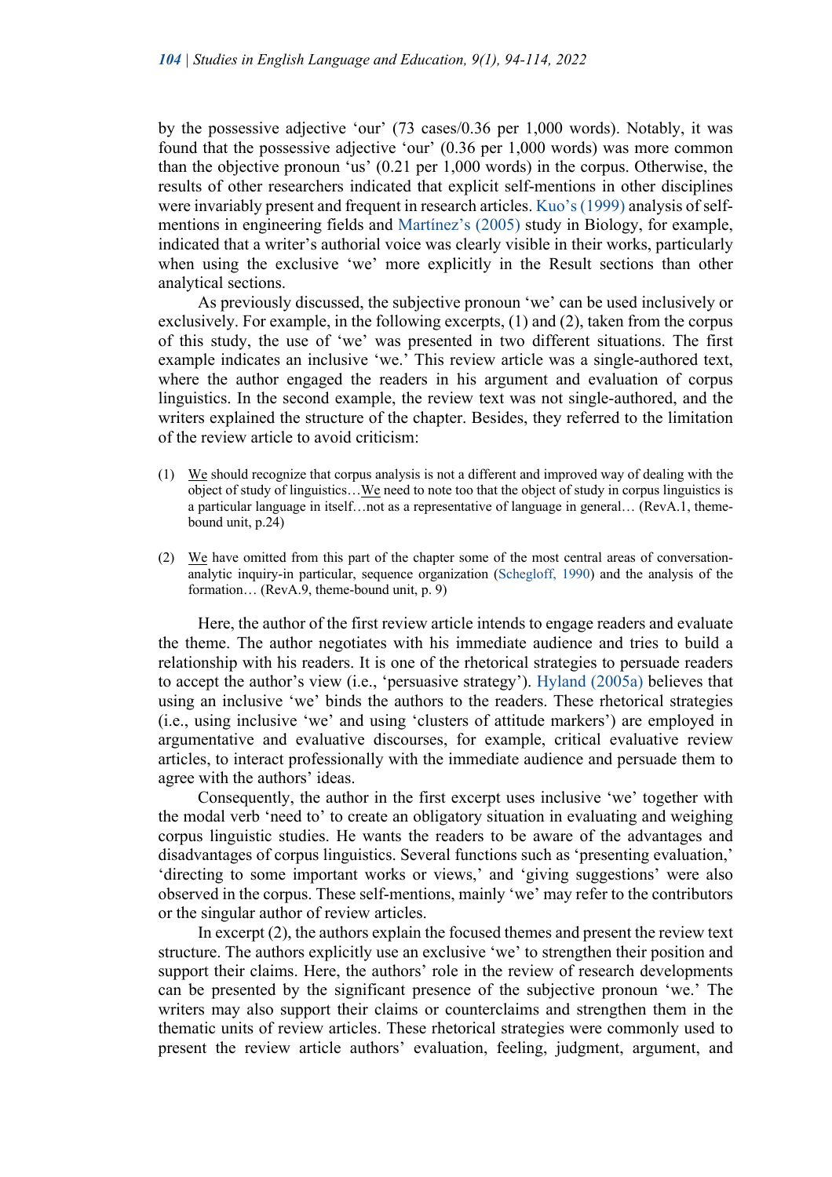by the possessive adjective 'our' (73 cases/0.36 per 1,000 words). Notably, it was found that the possessive adjective 'our' (0.36 per 1,000 words) was more common than the objective pronoun 'us' (0.21 per 1,000 words) in the corpus. Otherwise, the results of other researchers indicated that explicit self-mentions in other disciplines were invariably present and frequent in research articles. Kuo's (1999) analysis of self-mentions in engineering fields and Martínez's (2005) study in Biology, for example, indicated that a writer's authorial voice was clearly visible in their works, particularly when using the exclusive 'we' more explicitly in the Result sections than other analytical sections.

As previously discussed, the subjective pronoun 'we' can be used inclusively or exclusively. For example, in the following excerpts, (1) and (2), taken from the corpus of this study, the use of 'we' was presented in two different situations. The first example indicates an inclusive 'we.' This review article was a single-authored text, where the author engaged the readers in his argument and evaluation of corpus linguistics. In the second example, the review text was not single-authored, and the writers explained the structure of the chapter. Besides, they referred to the limitation of the review article to avoid criticism:

(1) <u>We</u> should recognize that corpus analysis is not a different and improved way of dealing with the object of study of linguistics…<u>We</u> need to note too that the object of study in corpus linguistics is a particular language in itself…not as a representative of language in general… (RevA.1, theme-bound unit, p.24)

(2) <u>We</u> have omitted from this part of the chapter some of the most central areas of conversation-analytic inquiry-in particular, sequence organization (Schegloff, 1990) and the analysis of the formation… (RevA.9, theme-bound unit, p. 9)

Here, the author of the first review article intends to engage readers and evaluate the theme. The author negotiates with his immediate audience and tries to build a relationship with his readers. It is one of the rhetorical strategies to persuade readers to accept the author's view (i.e., 'persuasive strategy'). Hyland (2005a) believes that using an inclusive 'we' binds the authors to the readers. These rhetorical strategies (i.e., using inclusive 'we' and using 'clusters of attitude markers') are employed in argumentative and evaluative discourses, for example, critical evaluative review articles, to interact professionally with the immediate audience and persuade them to agree with the authors' ideas.

Consequently, the author in the first excerpt uses inclusive 'we' together with the modal verb 'need to' to create an obligatory situation in evaluating and weighing corpus linguistic studies. He wants the readers to be aware of the advantages and disadvantages of corpus linguistics. Several functions such as 'presenting evaluation,' 'directing to some important works or views,' and 'giving suggestions' were also observed in the corpus. These self-mentions, mainly 'we' may refer to the contributors or the singular author of review articles.

In excerpt (2), the authors explain the focused themes and present the review text structure. The authors explicitly use an exclusive 'we' to strengthen their position and support their claims. Here, the authors' role in the review of research developments can be presented by the significant presence of the subjective pronoun 'we.' The writers may also support their claims or counterclaims and strengthen them in the thematic units of review articles. These rhetorical strategies were commonly used to present the review article authors' evaluation, feeling, judgment, argument, and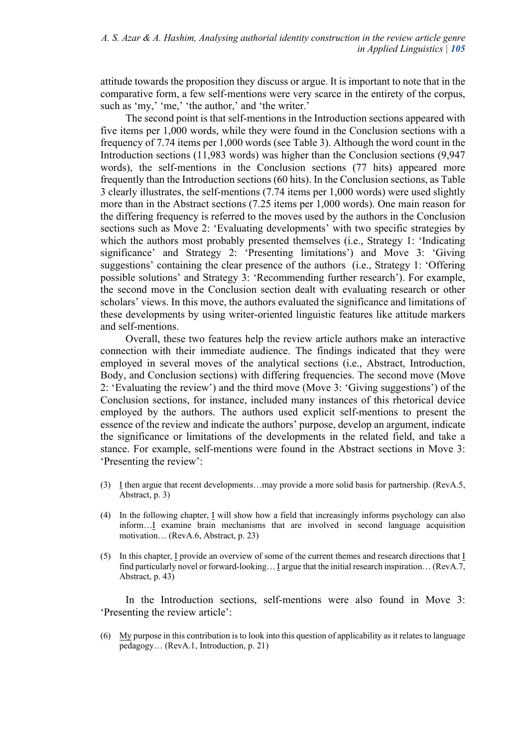attitude towards the proposition they discuss or argue. It is important to note that in the comparative form, a few self-mentions were very scarce in the entirety of the corpus, such as 'my,' 'me,' 'the author,' and 'the writer.'

The second point is that self-mentions in the Introduction sections appeared with five items per 1,000 words, while they were found in the Conclusion sections with a frequency of 7.74 items per 1,000 words (see Table 3). Although the word count in the Introduction sections (11,983 words) was higher than the Conclusion sections (9,947 words), the self-mentions in the Conclusion sections (77 hits) appeared more frequently than the Introduction sections (60 hits). In the Conclusion sections, as Table 3 clearly illustrates, the self-mentions (7.74 items per 1,000 words) were used slightly more than in the Abstract sections (7.25 items per 1,000 words). One main reason for the differing frequency is referred to the moves used by the authors in the Conclusion sections such as Move 2: 'Evaluating developments' with two specific strategies by which the authors most probably presented themselves (i.e., Strategy 1: 'Indicating significance' and Strategy 2: 'Presenting limitations') and Move 3: 'Giving suggestions' containing the clear presence of the authors (i.e., Strategy 1: 'Offering possible solutions' and Strategy 3: 'Recommending further research'). For example, the second move in the Conclusion section dealt with evaluating research or other scholars' views. In this move, the authors evaluated the significance and limitations of these developments by using writer-oriented linguistic features like attitude markers and self-mentions.

Overall, these two features help the review article authors make an interactive connection with their immediate audience. The findings indicated that they were employed in several moves of the analytical sections (i.e., Abstract, Introduction, Body, and Conclusion sections) with differing frequencies. The second move (Move 2: 'Evaluating the review') and the third move (Move 3: 'Giving suggestions') of the Conclusion sections, for instance, included many instances of this rhetorical device employed by the authors. The authors used explicit self-mentions to present the essence of the review and indicate the authors' purpose, develop an argument, indicate the significance or limitations of the developments in the related field, and take a stance. For example, self-mentions were found in the Abstract sections in Move 3: 'Presenting the review':

(3) <u>I</u> then argue that recent developments…may provide a more solid basis for partnership. (RevA.5, Abstract, p. 3)

(4) In the following chapter, <u>I</u> will show how a field that increasingly informs psychology can also inform…<u>I</u> examine brain mechanisms that are involved in second language acquisition motivation… (RevA.6, Abstract, p. 23)

(5) In this chapter, <u>I</u> provide an overview of some of the current themes and research directions that <u>I</u> find particularly novel or forward-looking… <u>I</u> argue that the initial research inspiration… (RevA.7, Abstract, p. 43)

In the Introduction sections, self-mentions were also found in Move 3: 'Presenting the review article':

(6) <u>My</u> purpose in this contribution is to look into this question of applicability as it relates to language pedagogy… (RevA.1, Introduction, p. 21)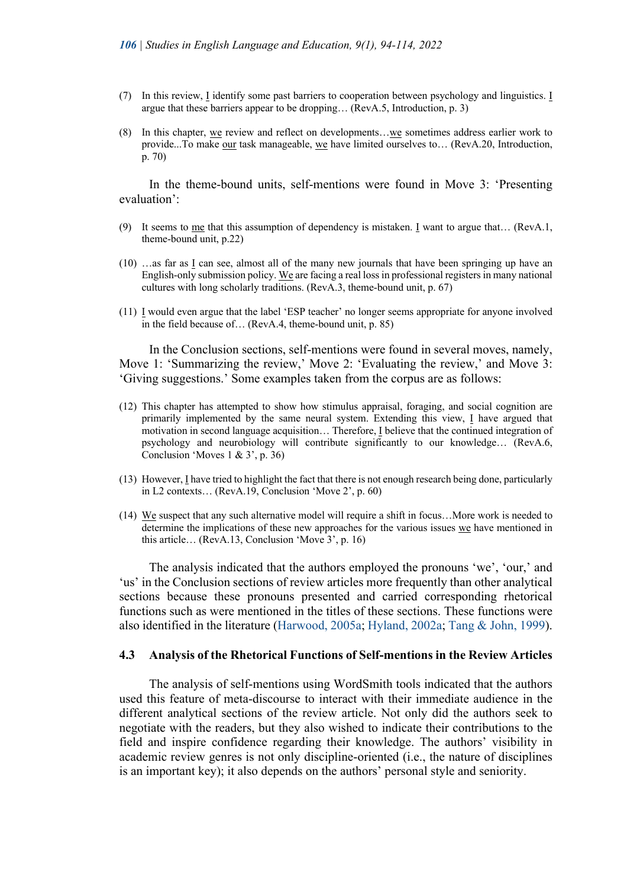(7) In this review, I identify some past barriers to cooperation between psychology and linguistics. I argue that these barriers appear to be dropping… (RevA.5, Introduction, p. 3)

(8) In this chapter, we review and reflect on developments…we sometimes address earlier work to provide...To make our task manageable, we have limited ourselves to… (RevA.20, Introduction, p. 70)

In the theme-bound units, self-mentions were found in Move 3: 'Presenting evaluation':

(9) It seems to me that this assumption of dependency is mistaken. I want to argue that… (RevA.1, theme-bound unit, p.22)

(10) …as far as I can see, almost all of the many new journals that have been springing up have an English-only submission policy. We are facing a real loss in professional registers in many national cultures with long scholarly traditions. (RevA.3, theme-bound unit, p. 67)

(11) I would even argue that the label 'ESP teacher' no longer seems appropriate for anyone involved in the field because of… (RevA.4, theme-bound unit, p. 85)

In the Conclusion sections, self-mentions were found in several moves, namely, Move 1: 'Summarizing the review,' Move 2: 'Evaluating the review,' and Move 3: 'Giving suggestions.' Some examples taken from the corpus are as follows:

(12) This chapter has attempted to show how stimulus appraisal, foraging, and social cognition are primarily implemented by the same neural system. Extending this view, I have argued that motivation in second language acquisition… Therefore, I believe that the continued integration of psychology and neurobiology will contribute significantly to our knowledge… (RevA.6, Conclusion 'Moves 1 & 3', p. 36)

(13) However, I have tried to highlight the fact that there is not enough research being done, particularly in L2 contexts… (RevA.19, Conclusion 'Move 2', p. 60)

(14) We suspect that any such alternative model will require a shift in focus…More work is needed to determine the implications of these new approaches for the various issues we have mentioned in this article… (RevA.13, Conclusion 'Move 3', p. 16)

The analysis indicated that the authors employed the pronouns 'we', 'our,' and 'us' in the Conclusion sections of review articles more frequently than other analytical sections because these pronouns presented and carried corresponding rhetorical functions such as were mentioned in the titles of these sections. These functions were also identified in the literature (Harwood, 2005a; Hyland, 2002a; Tang & John, 1999).

### 4.3 Analysis of the Rhetorical Functions of Self-mentions in the Review Articles

The analysis of self-mentions using WordSmith tools indicated that the authors used this feature of meta-discourse to interact with their immediate audience in the different analytical sections of the review article. Not only did the authors seek to negotiate with the readers, but they also wished to indicate their contributions to the field and inspire confidence regarding their knowledge. The authors' visibility in academic review genres is not only discipline-oriented (i.e., the nature of disciplines is an important key); it also depends on the authors' personal style and seniority.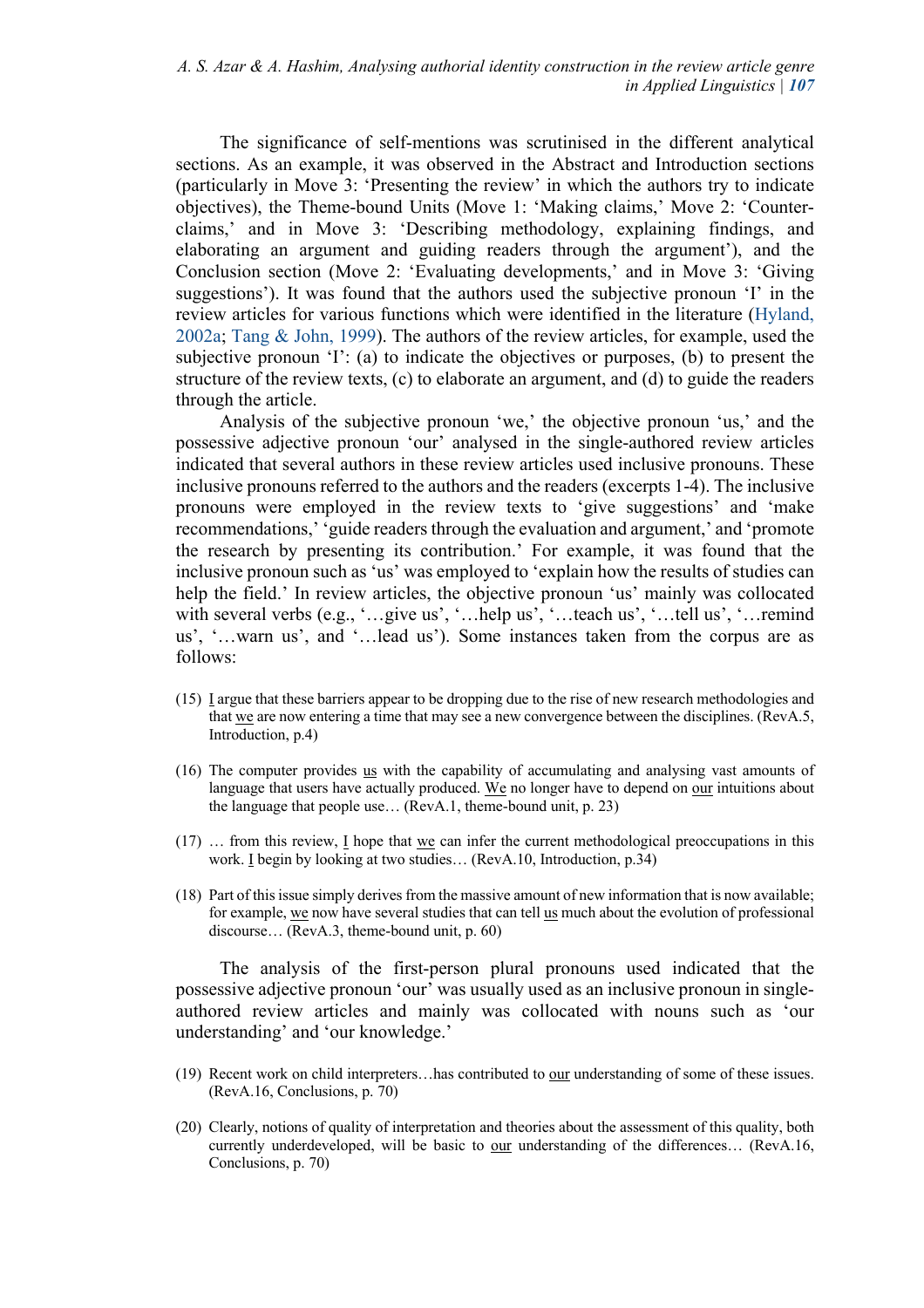The significance of self-mentions was scrutinised in the different analytical sections. As an example, it was observed in the Abstract and Introduction sections (particularly in Move 3: 'Presenting the review' in which the authors try to indicate objectives), the Theme-bound Units (Move 1: 'Making claims,' Move 2: 'Counter-claims,' and in Move 3: 'Describing methodology, explaining findings, and elaborating an argument and guiding readers through the argument'), and the Conclusion section (Move 2: 'Evaluating developments,' and in Move 3: 'Giving suggestions'). It was found that the authors used the subjective pronoun 'I' in the review articles for various functions which were identified in the literature (Hyland, 2002a; Tang & John, 1999). The authors of the review articles, for example, used the subjective pronoun 'I': (a) to indicate the objectives or purposes, (b) to present the structure of the review texts, (c) to elaborate an argument, and (d) to guide the readers through the article.

Analysis of the subjective pronoun 'we,' the objective pronoun 'us,' and the possessive adjective pronoun 'our' analysed in the single-authored review articles indicated that several authors in these review articles used inclusive pronouns. These inclusive pronouns referred to the authors and the readers (excerpts 1-4). The inclusive pronouns were employed in the review texts to 'give suggestions' and 'make recommendations,' 'guide readers through the evaluation and argument,' and 'promote the research by presenting its contribution.' For example, it was found that the inclusive pronoun such as 'us' was employed to 'explain how the results of studies can help the field.' In review articles, the objective pronoun 'us' mainly was collocated with several verbs (e.g., '…give us', '…help us', '…teach us', '…tell us', '…remind us', '…warn us', and '…lead us'). Some instances taken from the corpus are as follows:

(15) <u>I</u> argue that these barriers appear to be dropping due to the rise of new research methodologies and that <u>we</u> are now entering a time that may see a new convergence between the disciplines. (RevA.5, Introduction, p.4)

(16) The computer provides <u>us</u> with the capability of accumulating and analysing vast amounts of language that users have actually produced. <u>We</u> no longer have to depend on <u>our</u> intuitions about the language that people use… (RevA.1, theme-bound unit, p. 23)

(17) … from this review, <u>I</u> hope that <u>we</u> can infer the current methodological preoccupations in this work. <u>I</u> begin by looking at two studies… (RevA.10, Introduction, p.34)

(18) Part of this issue simply derives from the massive amount of new information that is now available; for example, <u>we</u> now have several studies that can tell <u>us</u> much about the evolution of professional discourse… (RevA.3, theme-bound unit, p. 60)

The analysis of the first-person plural pronouns used indicated that the possessive adjective pronoun 'our' was usually used as an inclusive pronoun in single-authored review articles and mainly was collocated with nouns such as 'our understanding' and 'our knowledge.'

(19) Recent work on child interpreters…has contributed to <u>our</u> understanding of some of these issues. (RevA.16, Conclusions, p. 70)

(20) Clearly, notions of quality of interpretation and theories about the assessment of this quality, both currently underdeveloped, will be basic to <u>our</u> understanding of the differences… (RevA.16, Conclusions, p. 70)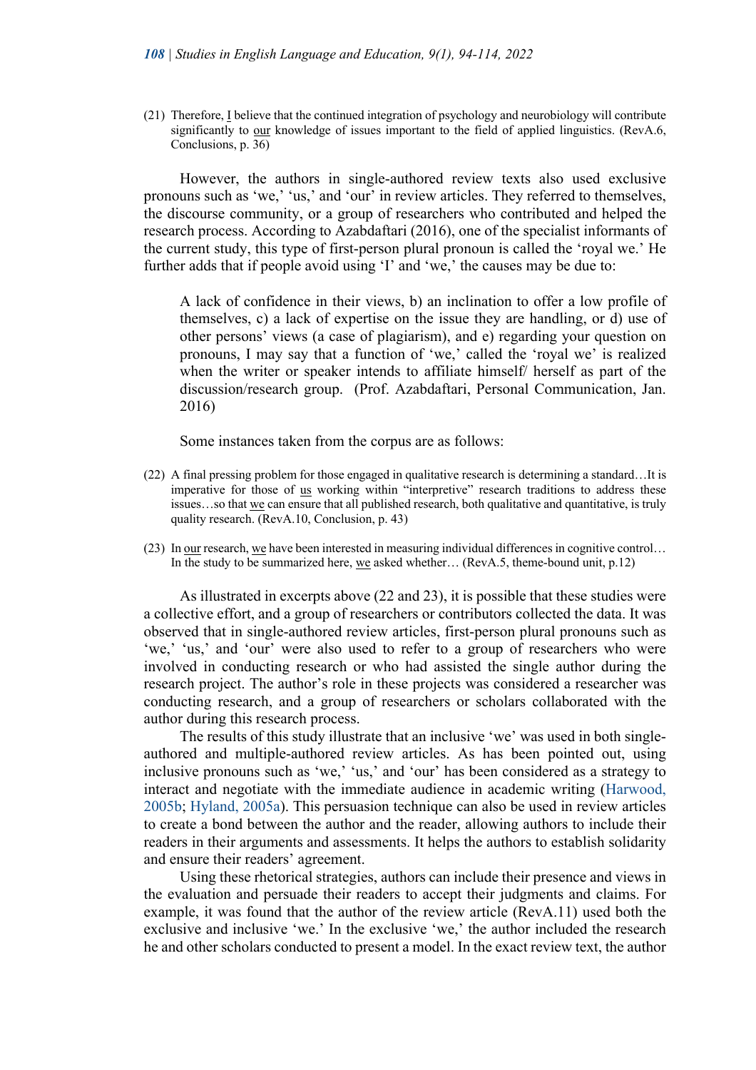(21) Therefore, <u>I</u> believe that the continued integration of psychology and neurobiology will contribute significantly to <u>our</u> knowledge of issues important to the field of applied linguistics. (RevA.6, Conclusions, p. 36)

However, the authors in single-authored review texts also used exclusive pronouns such as 'we,' 'us,' and 'our' in review articles. They referred to themselves, the discourse community, or a group of researchers who contributed and helped the research process. According to Azabdaftari (2016), one of the specialist informants of the current study, this type of first-person plural pronoun is called the 'royal we.' He further adds that if people avoid using 'I' and 'we,' the causes may be due to:

> A lack of confidence in their views, b) an inclination to offer a low profile of themselves, c) a lack of expertise on the issue they are handling, or d) use of other persons' views (a case of plagiarism), and e) regarding your question on pronouns, I may say that a function of 'we,' called the 'royal we' is realized when the writer or speaker intends to affiliate himself/ herself as part of the discussion/research group. (Prof. Azabdaftari, Personal Communication, Jan. 2016)

Some instances taken from the corpus are as follows:

(22) A final pressing problem for those engaged in qualitative research is determining a standard…It is imperative for those of <u>us</u> working within "interpretive" research traditions to address these issues…so that <u>we</u> can ensure that all published research, both qualitative and quantitative, is truly quality research. (RevA.10, Conclusion, p. 43)

(23) In <u>our</u> research, <u>we</u> have been interested in measuring individual differences in cognitive control… In the study to be summarized here, <u>we</u> asked whether… (RevA.5, theme-bound unit, p.12)

As illustrated in excerpts above (22 and 23), it is possible that these studies were a collective effort, and a group of researchers or contributors collected the data. It was observed that in single-authored review articles, first-person plural pronouns such as 'we,' 'us,' and 'our' were also used to refer to a group of researchers who were involved in conducting research or who had assisted the single author during the research project. The author's role in these projects was considered a researcher was conducting research, and a group of researchers or scholars collaborated with the author during this research process.

The results of this study illustrate that an inclusive 'we' was used in both single-authored and multiple-authored review articles. As has been pointed out, using inclusive pronouns such as 'we,' 'us,' and 'our' has been considered as a strategy to interact and negotiate with the immediate audience in academic writing (Harwood, 2005b; Hyland, 2005a). This persuasion technique can also be used in review articles to create a bond between the author and the reader, allowing authors to include their readers in their arguments and assessments. It helps the authors to establish solidarity and ensure their readers' agreement.

Using these rhetorical strategies, authors can include their presence and views in the evaluation and persuade their readers to accept their judgments and claims. For example, it was found that the author of the review article (RevA.11) used both the exclusive and inclusive 'we.' In the exclusive 'we,' the author included the research he and other scholars conducted to present a model. In the exact review text, the author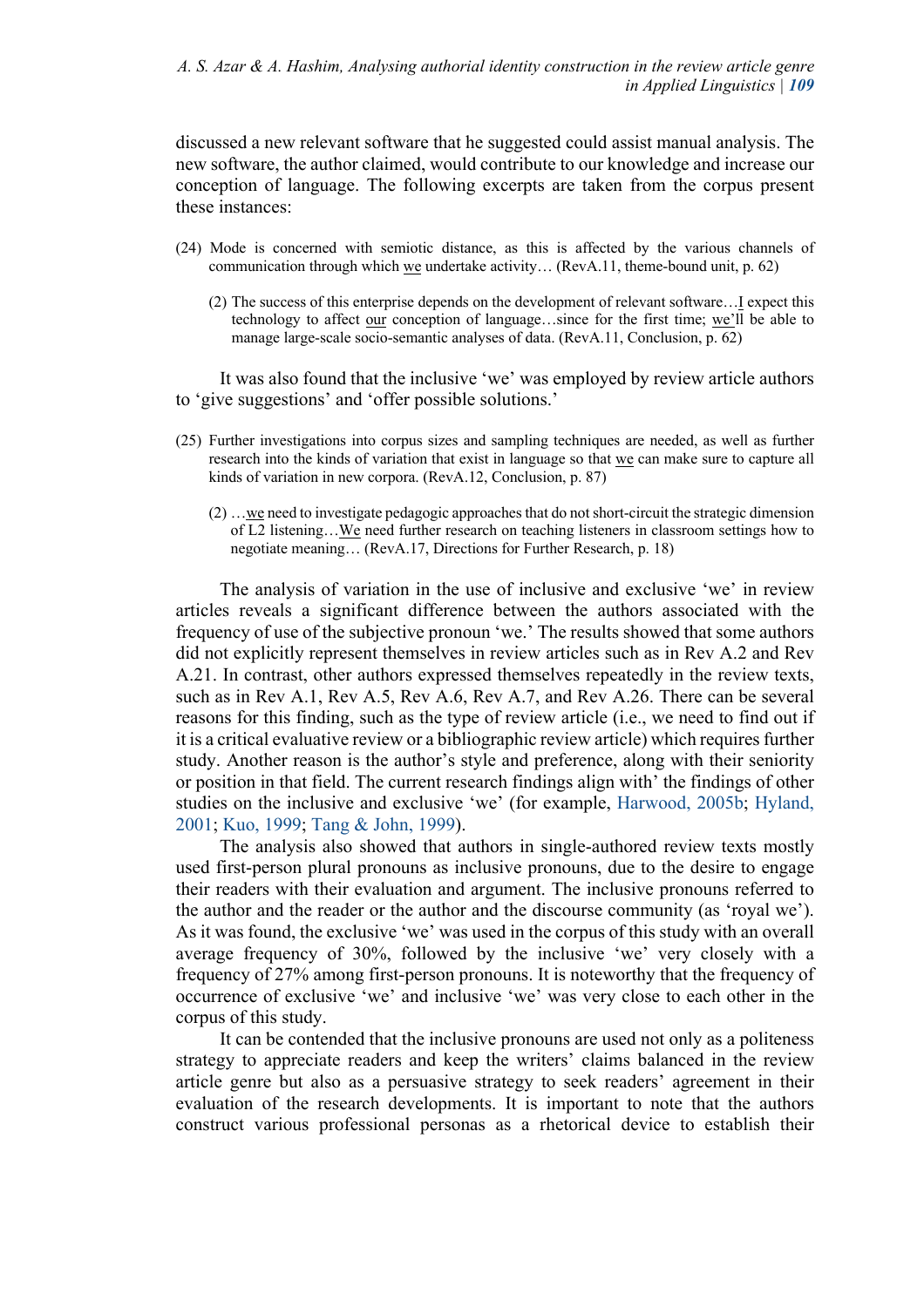discussed a new relevant software that he suggested could assist manual analysis. The new software, the author claimed, would contribute to our knowledge and increase our conception of language. The following excerpts are taken from the corpus present these instances:

(24) Mode is concerned with semiotic distance, as this is affected by the various channels of communication through which <u>we</u> undertake activity… (RevA.11, theme-bound unit, p. 62)

(2) The success of this enterprise depends on the development of relevant software…<u>I</u> expect this technology to affect <u>our</u> conception of language…since for the first time; <u>we</u>'ll be able to manage large-scale socio-semantic analyses of data. (RevA.11, Conclusion, p. 62)

It was also found that the inclusive 'we' was employed by review article authors to 'give suggestions' and 'offer possible solutions.'

(25) Further investigations into corpus sizes and sampling techniques are needed, as well as further research into the kinds of variation that exist in language so that <u>we</u> can make sure to capture all kinds of variation in new corpora. (RevA.12, Conclusion, p. 87)

(2) …<u>we</u> need to investigate pedagogic approaches that do not short-circuit the strategic dimension of L2 listening…<u>We</u> need further research on teaching listeners in classroom settings how to negotiate meaning… (RevA.17, Directions for Further Research, p. 18)

The analysis of variation in the use of inclusive and exclusive 'we' in review articles reveals a significant difference between the authors associated with the frequency of use of the subjective pronoun 'we.' The results showed that some authors did not explicitly represent themselves in review articles such as in Rev A.2 and Rev A.21. In contrast, other authors expressed themselves repeatedly in the review texts, such as in Rev A.1, Rev A.5, Rev A.6, Rev A.7, and Rev A.26. There can be several reasons for this finding, such as the type of review article (i.e., we need to find out if it is a critical evaluative review or a bibliographic review article) which requires further study. Another reason is the author's style and preference, along with their seniority or position in that field. The current research findings align with' the findings of other studies on the inclusive and exclusive 'we' (for example, Harwood, 2005b; Hyland, 2001; Kuo, 1999; Tang & John, 1999).

The analysis also showed that authors in single-authored review texts mostly used first-person plural pronouns as inclusive pronouns, due to the desire to engage their readers with their evaluation and argument. The inclusive pronouns referred to the author and the reader or the author and the discourse community (as 'royal we'). As it was found, the exclusive 'we' was used in the corpus of this study with an overall average frequency of 30%, followed by the inclusive 'we' very closely with a frequency of 27% among first-person pronouns. It is noteworthy that the frequency of occurrence of exclusive 'we' and inclusive 'we' was very close to each other in the corpus of this study.

It can be contended that the inclusive pronouns are used not only as a politeness strategy to appreciate readers and keep the writers' claims balanced in the review article genre but also as a persuasive strategy to seek readers' agreement in their evaluation of the research developments. It is important to note that the authors construct various professional personas as a rhetorical device to establish their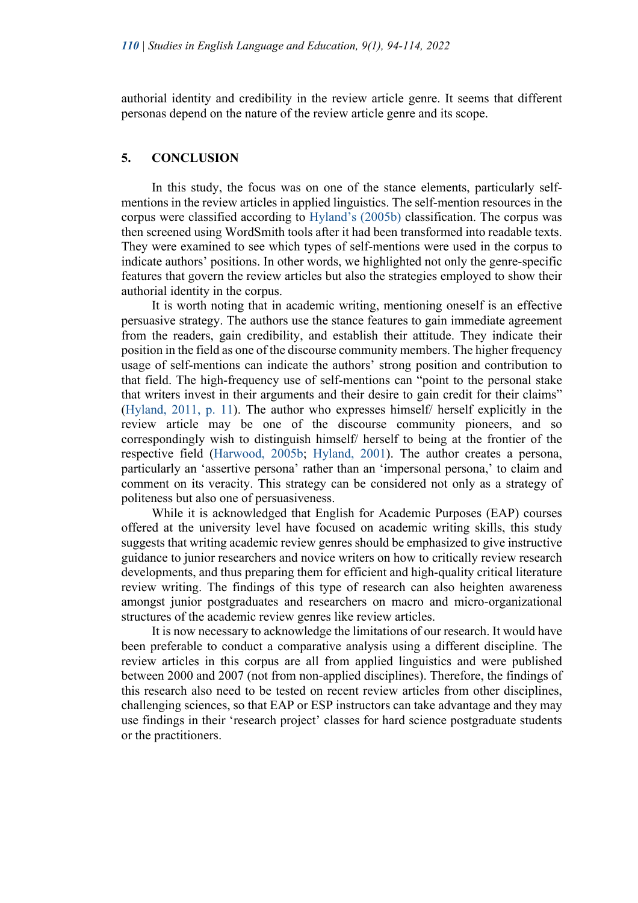authorial identity and credibility in the review article genre. It seems that different personas depend on the nature of the review article genre and its scope.

## 5. CONCLUSION

In this study, the focus was on one of the stance elements, particularly self-mentions in the review articles in applied linguistics. The self-mention resources in the corpus were classified according to Hyland's (2005b) classification. The corpus was then screened using WordSmith tools after it had been transformed into readable texts. They were examined to see which types of self-mentions were used in the corpus to indicate authors' positions. In other words, we highlighted not only the genre-specific features that govern the review articles but also the strategies employed to show their authorial identity in the corpus.

It is worth noting that in academic writing, mentioning oneself is an effective persuasive strategy. The authors use the stance features to gain immediate agreement from the readers, gain credibility, and establish their attitude. They indicate their position in the field as one of the discourse community members. The higher frequency usage of self-mentions can indicate the authors' strong position and contribution to that field. The high-frequency use of self-mentions can "point to the personal stake that writers invest in their arguments and their desire to gain credit for their claims" (Hyland, 2011, p. 11). The author who expresses himself/ herself explicitly in the review article may be one of the discourse community pioneers, and so correspondingly wish to distinguish himself/ herself to being at the frontier of the respective field (Harwood, 2005b; Hyland, 2001). The author creates a persona, particularly an 'assertive persona' rather than an 'impersonal persona,' to claim and comment on its veracity. This strategy can be considered not only as a strategy of politeness but also one of persuasiveness.

While it is acknowledged that English for Academic Purposes (EAP) courses offered at the university level have focused on academic writing skills, this study suggests that writing academic review genres should be emphasized to give instructive guidance to junior researchers and novice writers on how to critically review research developments, and thus preparing them for efficient and high-quality critical literature review writing. The findings of this type of research can also heighten awareness amongst junior postgraduates and researchers on macro and micro-organizational structures of the academic review genres like review articles.

It is now necessary to acknowledge the limitations of our research. It would have been preferable to conduct a comparative analysis using a different discipline. The review articles in this corpus are all from applied linguistics and were published between 2000 and 2007 (not from non-applied disciplines). Therefore, the findings of this research also need to be tested on recent review articles from other disciplines, challenging sciences, so that EAP or ESP instructors can take advantage and they may use findings in their 'research project' classes for hard science postgraduate students or the practitioners.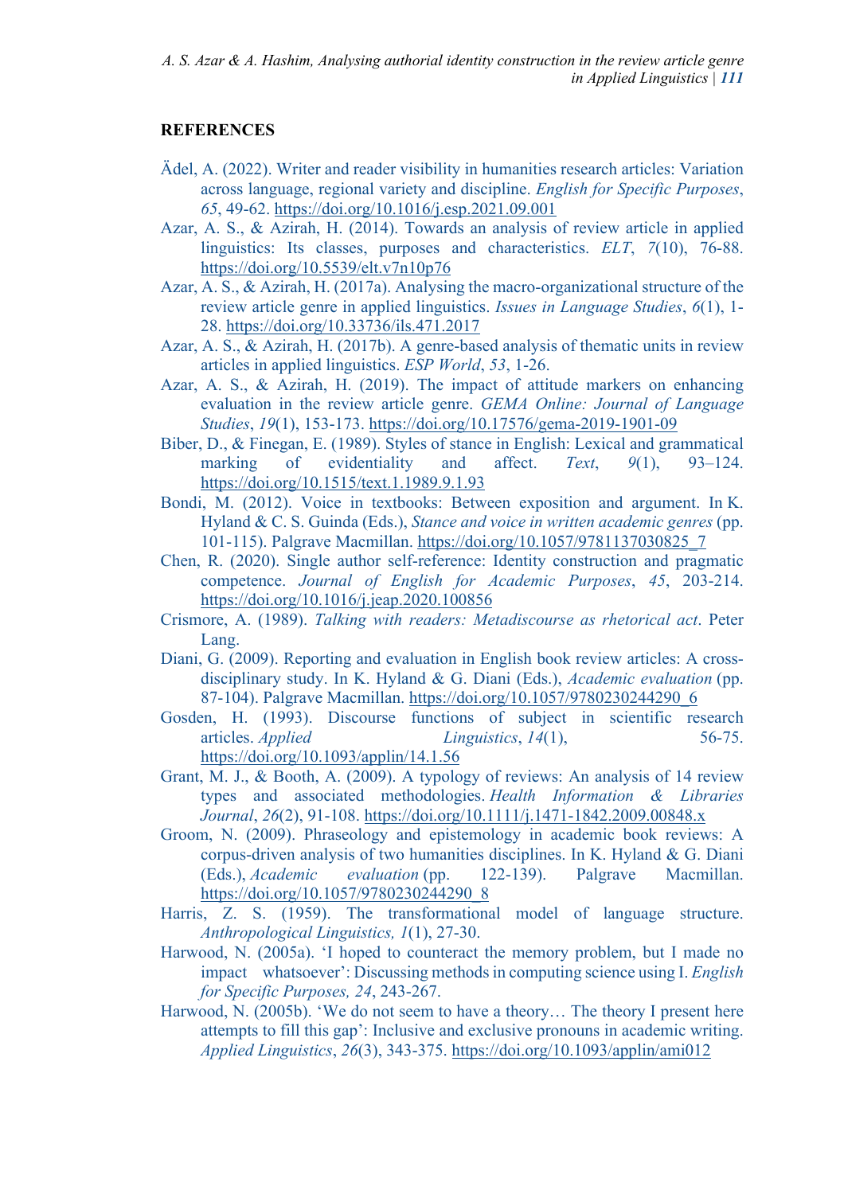## REFERENCES

Ädel, A. (2022). Writer and reader visibility in humanities research articles: Variation across language, regional variety and discipline. *English for Specific Purposes*, *65*, 49-62. https://doi.org/10.1016/j.esp.2021.09.001

Azar, A. S., & Azirah, H. (2014). Towards an analysis of review article in applied linguistics: Its classes, purposes and characteristics. *ELT*, *7*(10), 76-88. https://doi.org/10.5539/elt.v7n10p76

Azar, A. S., & Azirah, H. (2017a). Analysing the macro-organizational structure of the review article genre in applied linguistics. *Issues in Language Studies*, *6*(1), 1-28. https://doi.org/10.33736/ils.471.2017

Azar, A. S., & Azirah, H. (2017b). A genre-based analysis of thematic units in review articles in applied linguistics. *ESP World*, *53*, 1-26.

Azar, A. S., & Azirah, H. (2019). The impact of attitude markers on enhancing evaluation in the review article genre. *GEMA Online: Journal of Language Studies*, *19*(1), 153-173. https://doi.org/10.17576/gema-2019-1901-09

Biber, D., & Finegan, E. (1989). Styles of stance in English: Lexical and grammatical marking of evidentiality and affect. *Text*, *9*(1), 93–124. https://doi.org/10.1515/text.1.1989.9.1.93

Bondi, M. (2012). Voice in textbooks: Between exposition and argument. In K. Hyland & C. S. Guinda (Eds.), *Stance and voice in written academic genres* (pp. 101-115). Palgrave Macmillan. https://doi.org/10.1057/9781137030825_7

Chen, R. (2020). Single author self-reference: Identity construction and pragmatic competence. *Journal of English for Academic Purposes*, *45*, 203-214. https://doi.org/10.1016/j.jeap.2020.100856

Crismore, A. (1989). *Talking with readers: Metadiscourse as rhetorical act*. Peter Lang.

Diani, G. (2009). Reporting and evaluation in English book review articles: A cross-disciplinary study. In K. Hyland & G. Diani (Eds.), *Academic evaluation* (pp. 87-104). Palgrave Macmillan. https://doi.org/10.1057/9780230244290_6

Gosden, H. (1993). Discourse functions of subject in scientific research articles. *Applied Linguistics*, *14*(1), 56-75. https://doi.org/10.1093/applin/14.1.56

Grant, M. J., & Booth, A. (2009). A typology of reviews: An analysis of 14 review types and associated methodologies. *Health Information & Libraries Journal*, *26*(2), 91-108. https://doi.org/10.1111/j.1471-1842.2009.00848.x

Groom, N. (2009). Phraseology and epistemology in academic book reviews: A corpus-driven analysis of two humanities disciplines. In K. Hyland & G. Diani (Eds.), *Academic evaluation* (pp. 122-139). Palgrave Macmillan. https://doi.org/10.1057/9780230244290_8

Harris, Z. S. (1959). The transformational model of language structure. *Anthropological Linguistics, 1*(1), 27-30.

Harwood, N. (2005a). 'I hoped to counteract the memory problem, but I made no impact whatsoever': Discussing methods in computing science using I. *English for Specific Purposes, 24*, 243-267.

Harwood, N. (2005b). 'We do not seem to have a theory… The theory I present here attempts to fill this gap': Inclusive and exclusive pronouns in academic writing. *Applied Linguistics*, *26*(3), 343-375. https://doi.org/10.1093/applin/ami012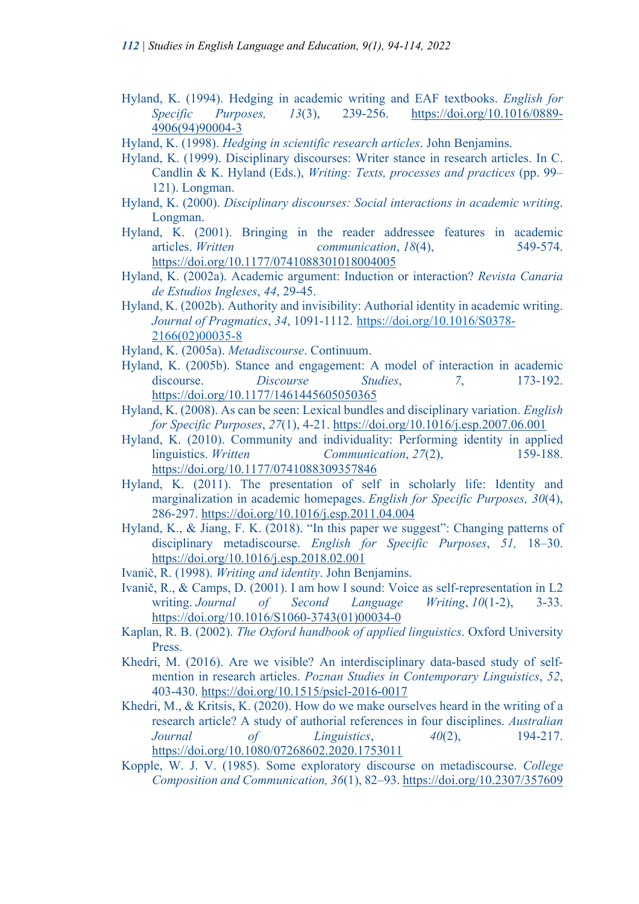Hyland, K. (1994). Hedging in academic writing and EAF textbooks. *English for Specific Purposes, 13*(3), 239-256. https://doi.org/10.1016/0889-4906(94)90004-3

Hyland, K. (1998). *Hedging in scientific research articles*. John Benjamins.

Hyland, K. (1999). Disciplinary discourses: Writer stance in research articles. In C. Candlin & K. Hyland (Eds.), *Writing: Texts, processes and practices* (pp. 99–121). Longman.

Hyland, K. (2000). *Disciplinary discourses: Social interactions in academic writing*. Longman.

Hyland, K. (2001). Bringing in the reader addressee features in academic articles. *Written communication*, *18*(4), 549-574. https://doi.org/10.1177/0741088301018004005

Hyland, K. (2002a). Academic argument: Induction or interaction? *Revista Canaria de Estudios Ingleses*, *44*, 29-45.

Hyland, K. (2002b). Authority and invisibility: Authorial identity in academic writing. *Journal of Pragmatics*, *34*, 1091-1112. https://doi.org/10.1016/S0378-2166(02)00035-8

Hyland, K. (2005a). *Metadiscourse*. Continuum.

Hyland, K. (2005b). Stance and engagement: A model of interaction in academic discourse. *Discourse Studies*, *7*, 173-192. https://doi.org/10.1177/1461445605050365

Hyland, K. (2008). As can be seen: Lexical bundles and disciplinary variation. *English for Specific Purposes*, *27*(1), 4-21. https://doi.org/10.1016/j.esp.2007.06.001

Hyland, K. (2010). Community and individuality: Performing identity in applied linguistics. *Written Communication*, *27*(2), 159-188. https://doi.org/10.1177/0741088309357846

Hyland, K. (2011). The presentation of self in scholarly life: Identity and marginalization in academic homepages. *English for Specific Purposes, 30*(4), 286-297. https://doi.org/10.1016/j.esp.2011.04.004

Hyland, K., & Jiang, F. K. (2018). "In this paper we suggest": Changing patterns of disciplinary metadiscourse. *English for Specific Purposes*, *51,* 18–30. https://doi.org/10.1016/j.esp.2018.02.001

Ivanič, R. (1998). *Writing and identity*. John Benjamins.

Ivanič, R., & Camps, D. (2001). I am how I sound: Voice as self-representation in L2 writing. *Journal of Second Language Writing*, *10*(1-2), 3-33. https://doi.org/10.1016/S1060-3743(01)00034-0

Kaplan, R. B. (2002). *The Oxford handbook of applied linguistics*. Oxford University Press.

Khedri, M. (2016). Are we visible? An interdisciplinary data-based study of self-mention in research articles. *Poznan Studies in Contemporary Linguistics*, *52*, 403-430. https://doi.org/10.1515/psicl-2016-0017

Khedri, M., & Kritsis, K. (2020). How do we make ourselves heard in the writing of a research article? A study of authorial references in four disciplines. *Australian Journal of Linguistics*, *40*(2), 194-217. https://doi.org/10.1080/07268602.2020.1753011

Kopple, W. J. V. (1985). Some exploratory discourse on metadiscourse. *College Composition and Communication, 36*(1), 82–93. https://doi.org/10.2307/357609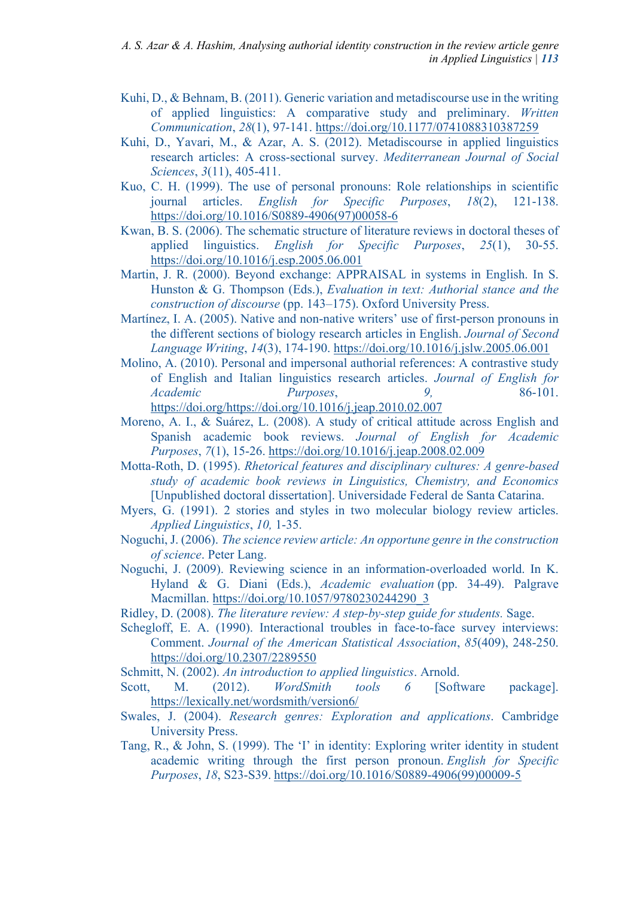Kuhi, D., & Behnam, B. (2011). Generic variation and metadiscourse use in the writing of applied linguistics: A comparative study and preliminary. *Written Communication*, *28*(1), 97-141. https://doi.org/10.1177/0741088310387259

Kuhi, D., Yavari, M., & Azar, A. S. (2012). Metadiscourse in applied linguistics research articles: A cross-sectional survey. *Mediterranean Journal of Social Sciences*, *3*(11), 405-411.

Kuo, C. H. (1999). The use of personal pronouns: Role relationships in scientific journal articles. *English for Specific Purposes*, *18*(2), 121-138. https://doi.org/10.1016/S0889-4906(97)00058-6

Kwan, B. S. (2006). The schematic structure of literature reviews in doctoral theses of applied linguistics. *English for Specific Purposes*, *25*(1), 30-55. https://doi.org/10.1016/j.esp.2005.06.001

Martin, J. R. (2000). Beyond exchange: APPRAISAL in systems in English. In S. Hunston & G. Thompson (Eds.), *Evaluation in text: Authorial stance and the construction of discourse* (pp. 143–175). Oxford University Press.

Martínez, I. A. (2005). Native and non-native writers' use of first-person pronouns in the different sections of biology research articles in English. *Journal of Second Language Writing*, *14*(3), 174-190. https://doi.org/10.1016/j.jslw.2005.06.001

Molino, A. (2010). Personal and impersonal authorial references: A contrastive study of English and Italian linguistics research articles. *Journal of English for Academic Purposes*, *9,* 86-101. https://doi.org/https://doi.org/10.1016/j.jeap.2010.02.007

Moreno, A. I., & Suárez, L. (2008). A study of critical attitude across English and Spanish academic book reviews. *Journal of English for Academic Purposes*, *7*(1), 15-26. https://doi.org/10.1016/j.jeap.2008.02.009

Motta-Roth, D. (1995). *Rhetorical features and disciplinary cultures: A genre-based study of academic book reviews in Linguistics, Chemistry, and Economics* [Unpublished doctoral dissertation]. Universidade Federal de Santa Catarina.

Myers, G. (1991). 2 stories and styles in two molecular biology review articles. *Applied Linguistics*, *10,* 1-35.

Noguchi, J. (2006). *The science review article: An opportune genre in the construction of science*. Peter Lang.

Noguchi, J. (2009). Reviewing science in an information-overloaded world. In K. Hyland & G. Diani (Eds.), *Academic evaluation* (pp. 34-49). Palgrave Macmillan. https://doi.org/10.1057/9780230244290_3

Ridley, D. (2008). *The literature review: A step-by-step guide for students.* Sage.

Schegloff, E. A. (1990). Interactional troubles in face-to-face survey interviews: Comment. *Journal of the American Statistical Association*, *85*(409), 248-250. https://doi.org/10.2307/2289550

Schmitt, N. (2002). *An introduction to applied linguistics*. Arnold.

Scott, M. (2012). *WordSmith tools 6* [Software package]. https://lexically.net/wordsmith/version6/

Swales, J. (2004). *Research genres: Exploration and applications*. Cambridge University Press.

Tang, R., & John, S. (1999). The 'I' in identity: Exploring writer identity in student academic writing through the first person pronoun. *English for Specific Purposes*, *18*, S23-S39. https://doi.org/10.1016/S0889-4906(99)00009-5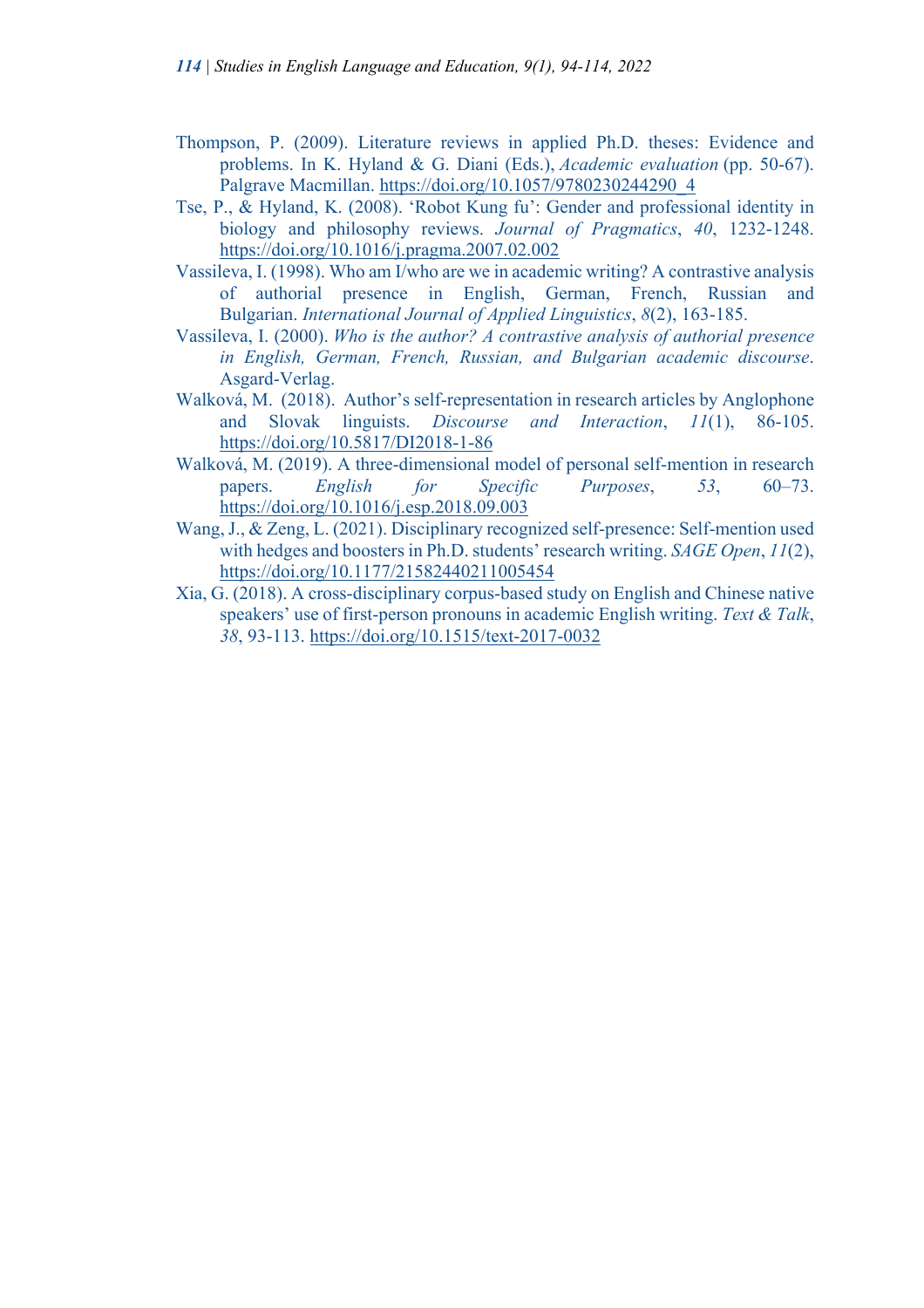Thompson, P. (2009). Literature reviews in applied Ph.D. theses: Evidence and problems. In K. Hyland & G. Diani (Eds.), *Academic evaluation* (pp. 50-67). Palgrave Macmillan. https://doi.org/10.1057/9780230244290_4

Tse, P., & Hyland, K. (2008). 'Robot Kung fu': Gender and professional identity in biology and philosophy reviews. *Journal of Pragmatics*, *40*, 1232-1248. https://doi.org/10.1016/j.pragma.2007.02.002

Vassileva, I. (1998). Who am I/who are we in academic writing? A contrastive analysis of authorial presence in English, German, French, Russian and Bulgarian. *International Journal of Applied Linguistics*, *8*(2), 163-185.

Vassileva, I. (2000). *Who is the author? A contrastive analysis of authorial presence in English, German, French, Russian, and Bulgarian academic discourse*. Asgard-Verlag.

Walková, M. (2018). Author's self-representation in research articles by Anglophone and Slovak linguists. *Discourse and Interaction*, *11*(1), 86-105. https://doi.org/10.5817/DI2018-1-86

Walková, M. (2019). A three-dimensional model of personal self-mention in research papers. *English for Specific Purposes*, *53*, 60–73. https://doi.org/10.1016/j.esp.2018.09.003

Wang, J., & Zeng, L. (2021). Disciplinary recognized self-presence: Self-mention used with hedges and boosters in Ph.D. students' research writing. *SAGE Open*, *11*(2), https://doi.org/10.1177/21582440211005454

Xia, G. (2018). A cross-disciplinary corpus-based study on English and Chinese native speakers' use of first-person pronouns in academic English writing. *Text & Talk*, *38*, 93-113. https://doi.org/10.1515/text-2017-0032